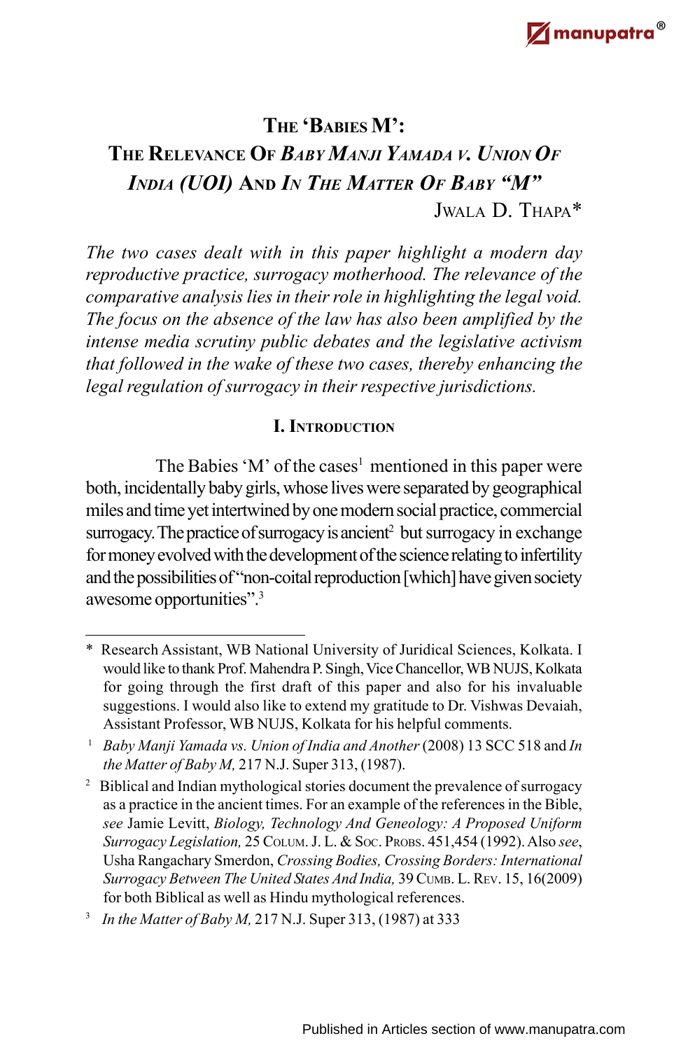# The 'Babies M': The Relevance Of *Baby Manji Yamada v. Union Of India (UOI)* And *In The Matter Of Baby "M"*

Jwala D. Thapa*

*The two cases dealt with in this paper highlight a modern day reproductive practice, surrogacy motherhood. The relevance of the comparative analysis lies in their role in highlighting the legal void. The focus on the absence of the law has also been amplified by the intense media scrutiny public debates and the legislative activism that followed in the wake of these two cases, thereby enhancing the legal regulation of surrogacy in their respective jurisdictions.*

## I. Introduction

The Babies 'M' of the cases[1] mentioned in this paper were both, incidentally baby girls, whose lives were separated by geographical miles and time yet intertwined by one modern social practice, commercial surrogacy. The practice of surrogacy is ancient[2] but surrogacy in exchange for money evolved with the development of the science relating to infertility and the possibilities of "non-coital reproduction [which] have given society awesome opportunities".[3]

---

\* Research Assistant, WB National University of Juridical Sciences, Kolkata. I would like to thank Prof. Mahendra P. Singh, Vice Chancellor, WB NUJS, Kolkata for going through the first draft of this paper and also for his invaluable suggestions. I would also like to extend my gratitude to Dr. Vishwas Devaiah, Assistant Professor, WB NUJS, Kolkata for his helpful comments.

[1] *Baby Manji Yamada vs. Union of India and Another* (2008) 13 SCC 518 and *In the Matter of Baby M,* 217 N.J. Super 313, (1987).

[2] Biblical and Indian mythological stories document the prevalence of surrogacy as a practice in the ancient times. For an example of the references in the Bible, *see* Jamie Levitt, *Biology, Technology And Geneology: A Proposed Uniform Surrogacy Legislation,* 25 Colum. J. L. & Soc. Probs. 451,454 (1992). Also *see*, Usha Rangachary Smerdon, *Crossing Bodies, Crossing Borders: International Surrogacy Between The United States And India,* 39 Cumb. L. Rev. 15, 16(2009) for both Biblical as well as Hindu mythological references.

[3] *In the Matter of Baby M,* 217 N.J. Super 313, (1987) at 333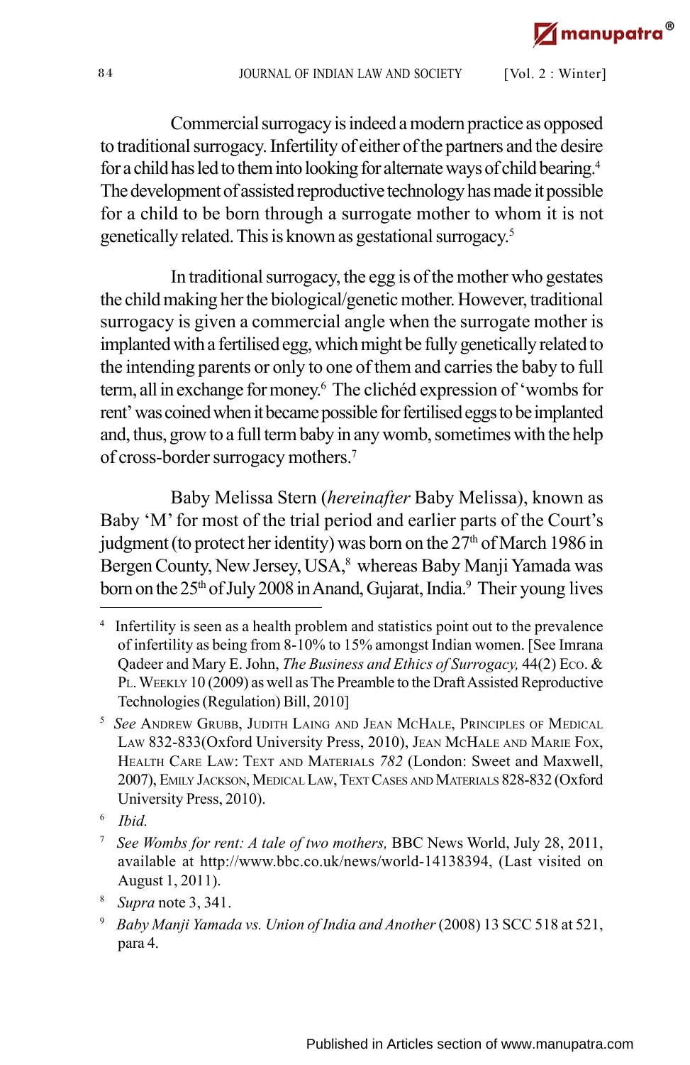Commercial surrogacy is indeed a modern practice as opposed to traditional surrogacy. Infertility of either of the partners and the desire for a child has led to them into looking for alternate ways of child bearing.[4] The development of assisted reproductive technology has made it possible for a child to be born through a surrogate mother to whom it is not genetically related. This is known as gestational surrogacy.[5]

In traditional surrogacy, the egg is of the mother who gestates the child making her the biological/genetic mother. However, traditional surrogacy is given a commercial angle when the surrogate mother is implanted with a fertilised egg, which might be fully genetically related to the intending parents or only to one of them and carries the baby to full term, all in exchange for money.[6] The clichéd expression of 'wombs for rent' was coined when it became possible for fertilised eggs to be implanted and, thus, grow to a full term baby in any womb, sometimes with the help of cross-border surrogacy mothers.[7]

Baby Melissa Stern (*hereinafter* Baby Melissa), known as Baby 'M' for most of the trial period and earlier parts of the Court's judgment (to protect her identity) was born on the 27th of March 1986 in Bergen County, New Jersey, USA,[8] whereas Baby Manji Yamada was born on the 25th of July 2008 in Anand, Gujarat, India.[9] Their young lives

---

[4] Infertility is seen as a health problem and statistics point out to the prevalence of infertility as being from 8-10% to 15% amongst Indian women. [See Imrana Qadeer and Mary E. John, *The Business and Ethics of Surrogacy,* 44(2) Eco. & Pl. Weekly 10 (2009) as well as The Preamble to the Draft Assisted Reproductive Technologies (Regulation) Bill, 2010]

[5] *See* Andrew Grubb, Judith Laing and Jean McHale, Principles of Medical Law 832-833(Oxford University Press, 2010), Jean McHale and Marie Fox, Health Care Law: Text and Materials *782* (London: Sweet and Maxwell, 2007), Emily Jackson, Medical Law, Text Cases and Materials 828-832 (Oxford University Press, 2010).

[6] *Ibid.*

[7] *See Wombs for rent: A tale of two mothers,* BBC News World, July 28, 2011, available at http://www.bbc.co.uk/news/world-14138394, (Last visited on August 1, 2011).

[8] *Supra* note 3, 341.

[9] *Baby Manji Yamada vs. Union of India and Another* (2008) 13 SCC 518 at 521, para 4.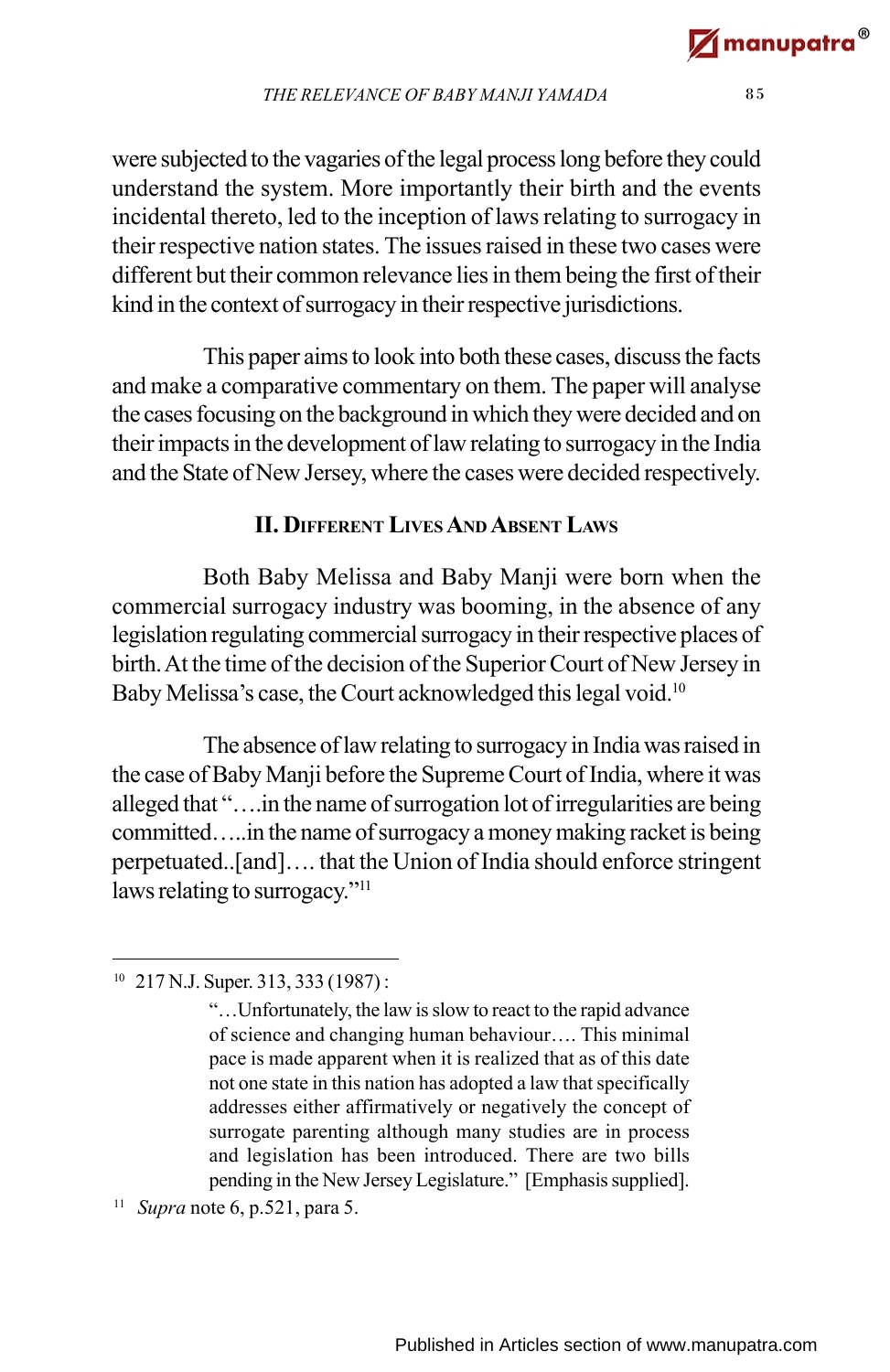were subjected to the vagaries of the legal process long before they could understand the system. More importantly their birth and the events incidental thereto, led to the inception of laws relating to surrogacy in their respective nation states. The issues raised in these two cases were different but their common relevance lies in them being the first of their kind in the context of surrogacy in their respective jurisdictions.

This paper aims to look into both these cases, discuss the facts and make a comparative commentary on them. The paper will analyse the cases focusing on the background in which they were decided and on their impacts in the development of law relating to surrogacy in the India and the State of New Jersey, where the cases were decided respectively.

## II. Different Lives And Absent Laws

Both Baby Melissa and Baby Manji were born when the commercial surrogacy industry was booming, in the absence of any legislation regulating commercial surrogacy in their respective places of birth. At the time of the decision of the Superior Court of New Jersey in Baby Melissa's case, the Court acknowledged this legal void.[10]

The absence of law relating to surrogacy in India was raised in the case of Baby Manji before the Supreme Court of India, where it was alleged that "….in the name of surrogation lot of irregularities are being committed…..in the name of surrogacy a money making racket is being perpetuated..[and]…. that the Union of India should enforce stringent laws relating to surrogacy."[11]

---

[10] 217 N.J. Super. 313, 333 (1987) :

> "…Unfortunately, the law is slow to react to the rapid advance of science and changing human behaviour…. This minimal pace is made apparent when it is realized that as of this date not one state in this nation has adopted a law that specifically addresses either affirmatively or negatively the concept of surrogate parenting although many studies are in process and legislation has been introduced. There are two bills pending in the New Jersey Legislature." [Emphasis supplied].

[11] *Supra* note 6, p.521, para 5.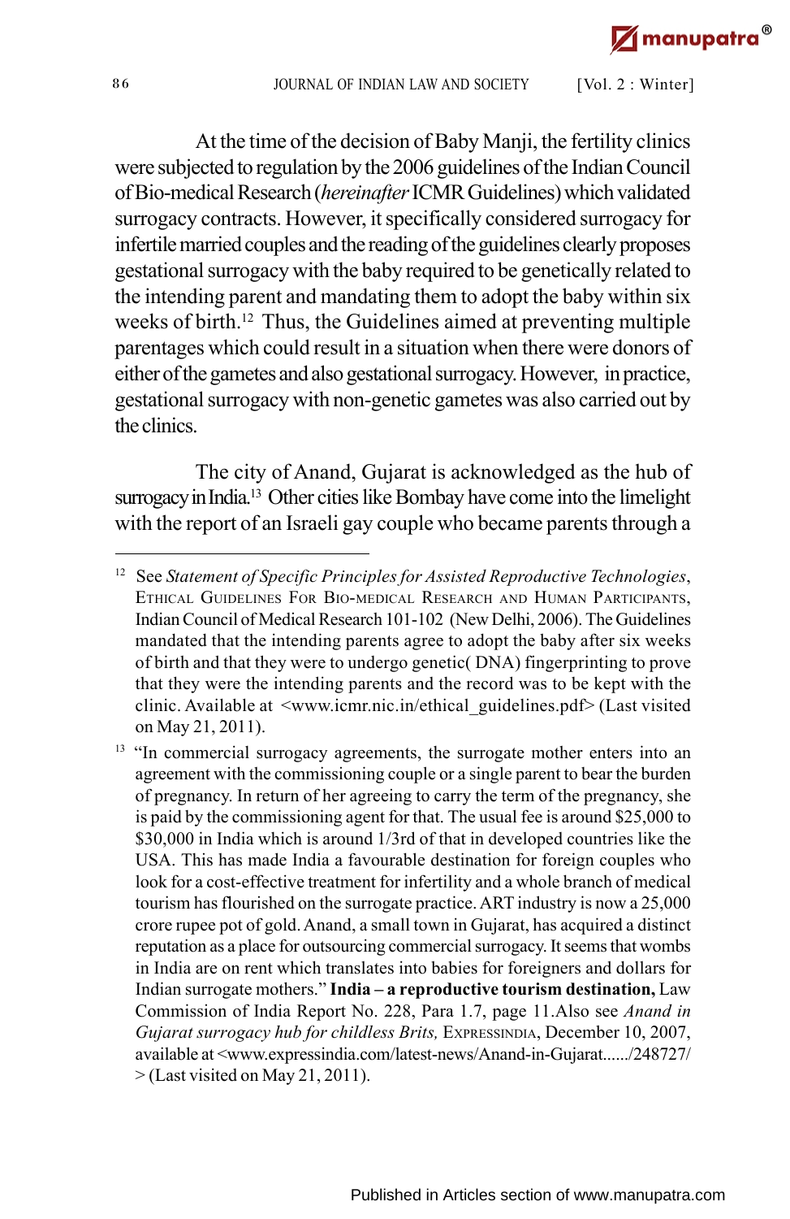At the time of the decision of Baby Manji, the fertility clinics were subjected to regulation by the 2006 guidelines of the Indian Council of Bio-medical Research (*hereinafter* ICMR Guidelines) which validated surrogacy contracts. However, it specifically considered surrogacy for infertile married couples and the reading of the guidelines clearly proposes gestational surrogacy with the baby required to be genetically related to the intending parent and mandating them to adopt the baby within six weeks of birth.[12] Thus, the Guidelines aimed at preventing multiple parentages which could result in a situation when there were donors of either of the gametes and also gestational surrogacy. However, in practice, gestational surrogacy with non-genetic gametes was also carried out by the clinics.

The city of Anand, Gujarat is acknowledged as the hub of surrogacy in India.[13] Other cities like Bombay have come into the limelight with the report of an Israeli gay couple who became parents through a

---

[12] See *Statement of Specific Principles for Assisted Reproductive Technologies*, Ethical Guidelines For Bio-medical Research and Human Participants, Indian Council of Medical Research 101-102 (New Delhi, 2006). The Guidelines mandated that the intending parents agree to adopt the baby after six weeks of birth and that they were to undergo genetic( DNA) fingerprinting to prove that they were the intending parents and the record was to be kept with the clinic. Available at <www.icmr.nic.in/ethical_guidelines.pdf> (Last visited on May 21, 2011).

[13] "In commercial surrogacy agreements, the surrogate mother enters into an agreement with the commissioning couple or a single parent to bear the burden of pregnancy. In return of her agreeing to carry the term of the pregnancy, she is paid by the commissioning agent for that. The usual fee is around $25,000 to $30,000 in India which is around 1/3rd of that in developed countries like the USA. This has made India a favourable destination for foreign couples who look for a cost-effective treatment for infertility and a whole branch of medical tourism has flourished on the surrogate practice. ART industry is now a 25,000 crore rupee pot of gold. Anand, a small town in Gujarat, has acquired a distinct reputation as a place for outsourcing commercial surrogacy. It seems that wombs in India are on rent which translates into babies for foreigners and dollars for Indian surrogate mothers." **India – a reproductive tourism destination,** Law Commission of India Report No. 228, Para 1.7, page 11.Also see *Anand in Gujarat surrogacy hub for childless Brits,* Expressindia, December 10, 2007, available at <www.expressindia.com/latest-news/Anand-in-Gujarat....../248727/> (Last visited on May 21, 2011).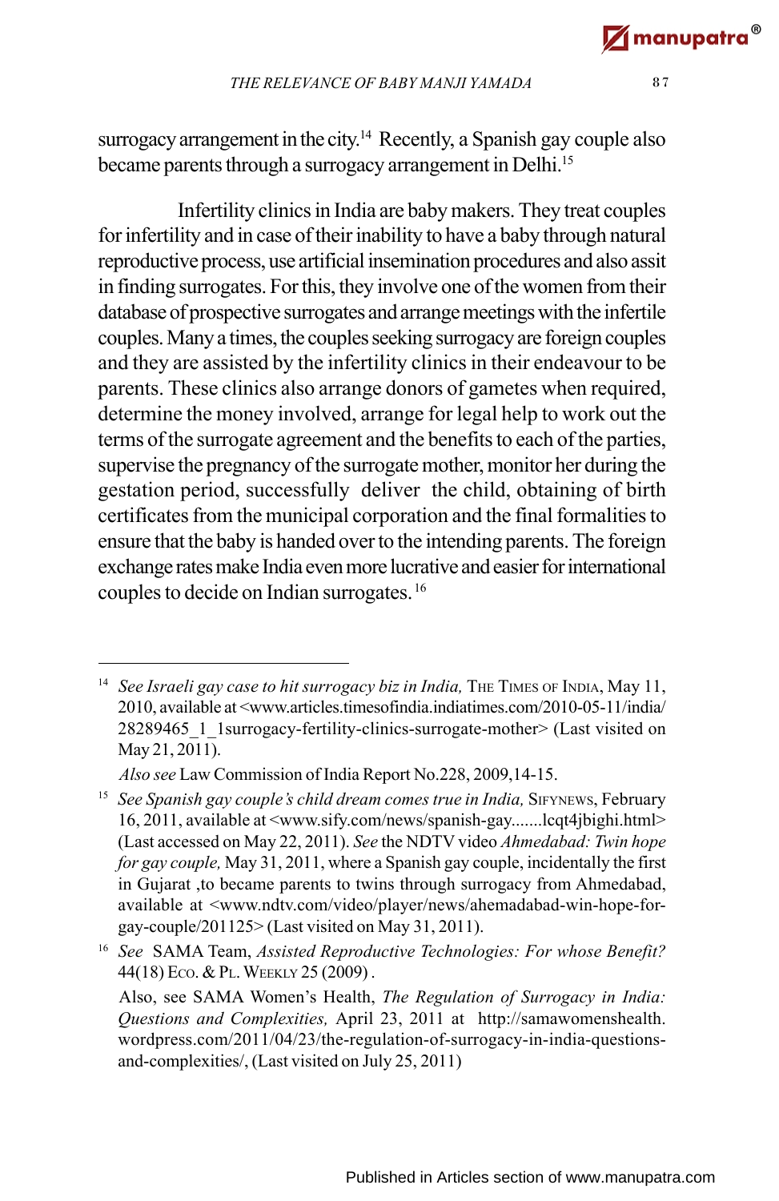surrogacy arrangement in the city.[14] Recently, a Spanish gay couple also became parents through a surrogacy arrangement in Delhi.[15]

Infertility clinics in India are baby makers. They treat couples for infertility and in case of their inability to have a baby through natural reproductive process, use artificial insemination procedures and also assit in finding surrogates. For this, they involve one of the women from their database of prospective surrogates and arrange meetings with the infertile couples. Many a times, the couples seeking surrogacy are foreign couples and they are assisted by the infertility clinics in their endeavour to be parents. These clinics also arrange donors of gametes when required, determine the money involved, arrange for legal help to work out the terms of the surrogate agreement and the benefits to each of the parties, supervise the pregnancy of the surrogate mother, monitor her during the gestation period, successfully deliver the child, obtaining of birth certificates from the municipal corporation and the final formalities to ensure that the baby is handed over to the intending parents. The foreign exchange rates make India even more lucrative and easier for international couples to decide on Indian surrogates.[16]

---

[14] *See Israeli gay case to hit surrogacy biz in India,* The Times of India, May 11, 2010, available at <www.articles.timesofindia.indiatimes.com/2010-05-11/india/28289465_1_1surrogacy-fertility-clinics-surrogate-mother> (Last visited on May 21, 2011).

*Also see* Law Commission of India Report No.228, 2009,14-15.

[15] *See Spanish gay couple's child dream comes true in India,* Sifynews, February 16, 2011, available at <www.sify.com/news/spanish-gay.......lcqt4jbighi.html> (Last accessed on May 22, 2011). *See* the NDTV video *Ahmedabad: Twin hope for gay couple,* May 31, 2011, where a Spanish gay couple, incidentally the first in Gujarat ,to became parents to twins through surrogacy from Ahmedabad, available at <www.ndtv.com/video/player/news/ahemadabad-win-hope-for-gay-couple/201125> (Last visited on May 31, 2011).

[16] *See* SAMA Team, *Assisted Reproductive Technologies: For whose Benefit?* 44(18) Eco. & Pl. Weekly 25 (2009) .

Also, see SAMA Women's Health, *The Regulation of Surrogacy in India: Questions and Complexities,* April 23, 2011 at http://samawomenshealth.wordpress.com/2011/04/23/the-regulation-of-surrogacy-in-india-questions-and-complexities/, (Last visited on July 25, 2011)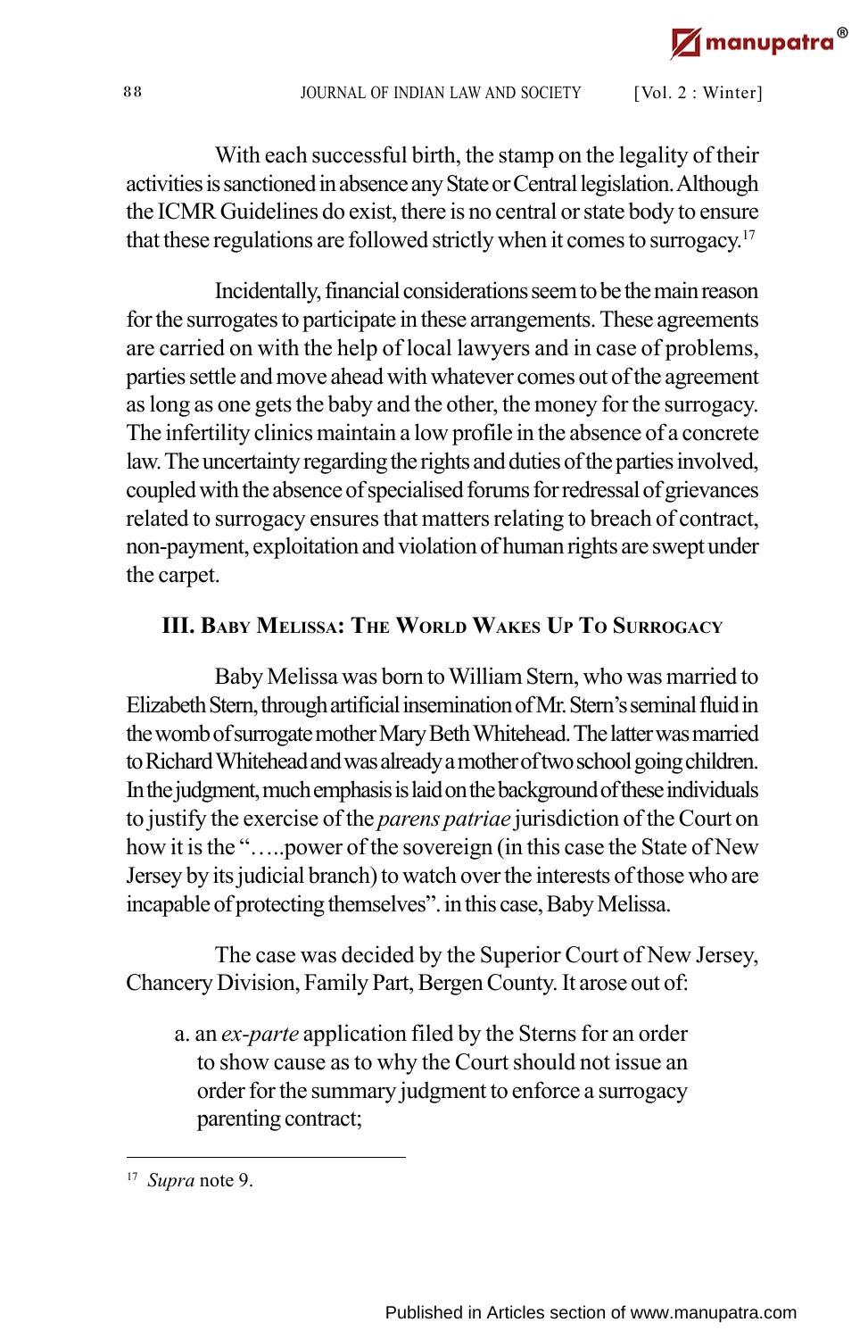With each successful birth, the stamp on the legality of their activities is sanctioned in absence any State or Central legislation. Although the ICMR Guidelines do exist, there is no central or state body to ensure that these regulations are followed strictly when it comes to surrogacy.[17]

Incidentally, financial considerations seem to be the main reason for the surrogates to participate in these arrangements. These agreements are carried on with the help of local lawyers and in case of problems, parties settle and move ahead with whatever comes out of the agreement as long as one gets the baby and the other, the money for the surrogacy. The infertility clinics maintain a low profile in the absence of a concrete law. The uncertainty regarding the rights and duties of the parties involved, coupled with the absence of specialised forums for redressal of grievances related to surrogacy ensures that matters relating to breach of contract, non-payment, exploitation and violation of human rights are swept under the carpet.

## III. Baby Melissa: The World Wakes Up To Surrogacy

Baby Melissa was born to William Stern, who was married to Elizabeth Stern, through artificial insemination of Mr. Stern's seminal fluid in the womb of surrogate mother Mary Beth Whitehead. The latter was married to Richard Whitehead and was already a mother of two school going children. In the judgment, much emphasis is laid on the background of these individuals to justify the exercise of the *parens patriae* jurisdiction of the Court on how it is the "…..power of the sovereign (in this case the State of New Jersey by its judicial branch) to watch over the interests of those who are incapable of protecting themselves". in this case, Baby Melissa.

The case was decided by the Superior Court of New Jersey, Chancery Division, Family Part, Bergen County. It arose out of:

a. an *ex-parte* application filed by the Sterns for an order to show cause as to why the Court should not issue an order for the summary judgment to enforce a surrogacy parenting contract;

---

[17] *Supra* note 9.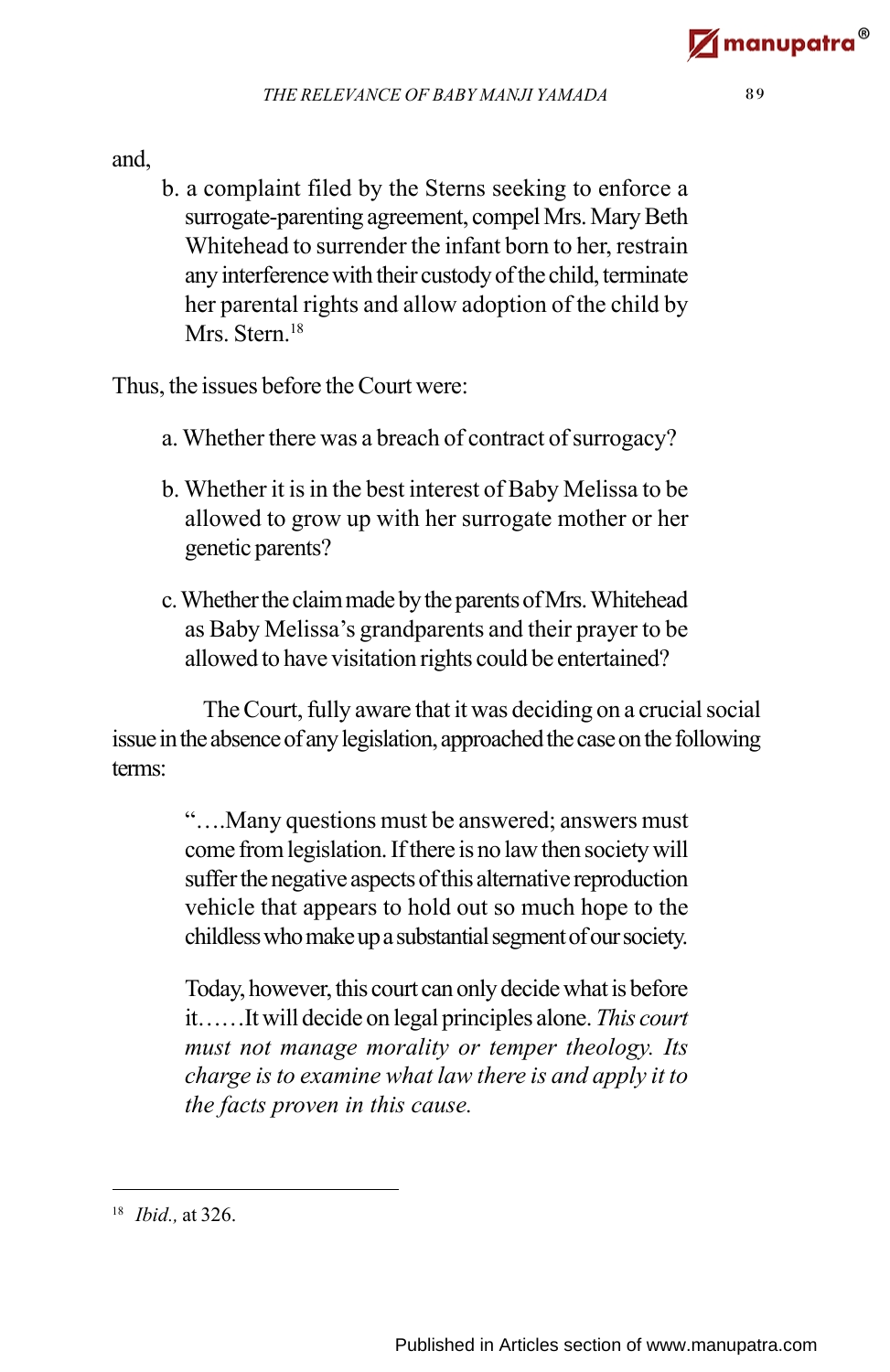and,

b. a complaint filed by the Sterns seeking to enforce a surrogate-parenting agreement, compel Mrs. Mary Beth Whitehead to surrender the infant born to her, restrain any interference with their custody of the child, terminate her parental rights and allow adoption of the child by Mrs. Stern.[18]

Thus, the issues before the Court were:

a. Whether there was a breach of contract of surrogacy?

b. Whether it is in the best interest of Baby Melissa to be allowed to grow up with her surrogate mother or her genetic parents?

c. Whether the claim made by the parents of Mrs. Whitehead as Baby Melissa's grandparents and their prayer to be allowed to have visitation rights could be entertained?

The Court, fully aware that it was deciding on a crucial social issue in the absence of any legislation, approached the case on the following terms:

> "….Many questions must be answered; answers must come from legislation. If there is no law then society will suffer the negative aspects of this alternative reproduction vehicle that appears to hold out so much hope to the childless who make up a substantial segment of our society.
>
> Today, however, this court can only decide what is before it……It will decide on legal principles alone. *This court must not manage morality or temper theology. Its charge is to examine what law there is and apply it to the facts proven in this cause.*

---

[18] *Ibid.,* at 326.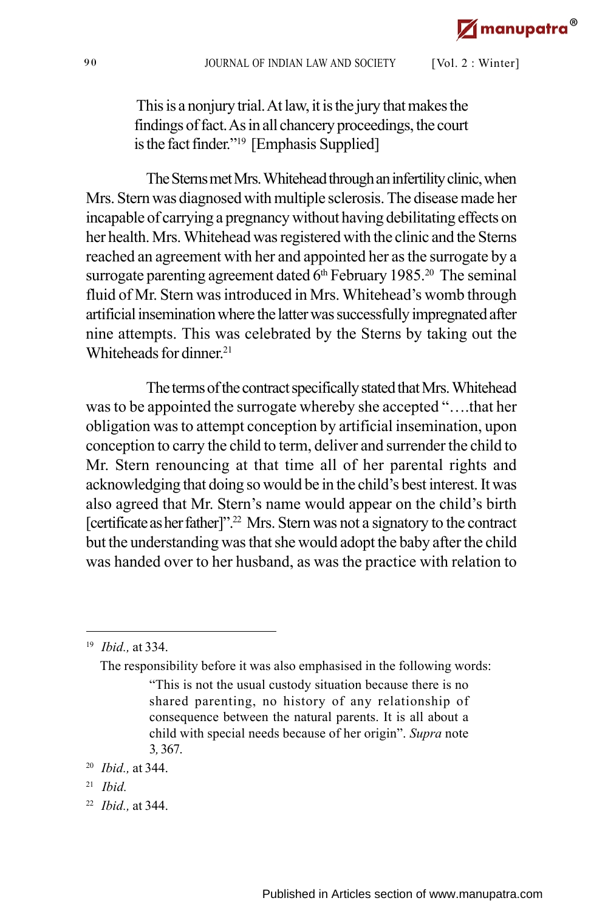> This is a nonjury trial. At law, it is the jury that makes the findings of fact. As in all chancery proceedings, the court is the fact finder."[19] [Emphasis Supplied]

The Sterns met Mrs. Whitehead through an infertility clinic, when Mrs. Stern was diagnosed with multiple sclerosis. The disease made her incapable of carrying a pregnancy without having debilitating effects on her health. Mrs. Whitehead was registered with the clinic and the Sterns reached an agreement with her and appointed her as the surrogate by a surrogate parenting agreement dated 6th February 1985.[20] The seminal fluid of Mr. Stern was introduced in Mrs. Whitehead's womb through artificial insemination where the latter was successfully impregnated after nine attempts. This was celebrated by the Sterns by taking out the Whiteheads for dinner.[21]

The terms of the contract specifically stated that Mrs. Whitehead was to be appointed the surrogate whereby she accepted "….that her obligation was to attempt conception by artificial insemination, upon conception to carry the child to term, deliver and surrender the child to Mr. Stern renouncing at that time all of her parental rights and acknowledging that doing so would be in the child's best interest. It was also agreed that Mr. Stern's name would appear on the child's birth [certificate as her father]".[22] Mrs. Stern was not a signatory to the contract but the understanding was that she would adopt the baby after the child was handed over to her husband, as was the practice with relation to

---

[19] *Ibid.,* at 334.

The responsibility before it was also emphasised in the following words:

> "This is not the usual custody situation because there is no shared parenting, no history of any relationship of consequence between the natural parents. It is all about a child with special needs because of her origin". *Supra* note 3, 367.

[20] *Ibid.,* at 344.

[21] *Ibid.*

[22] *Ibid.,* at 344.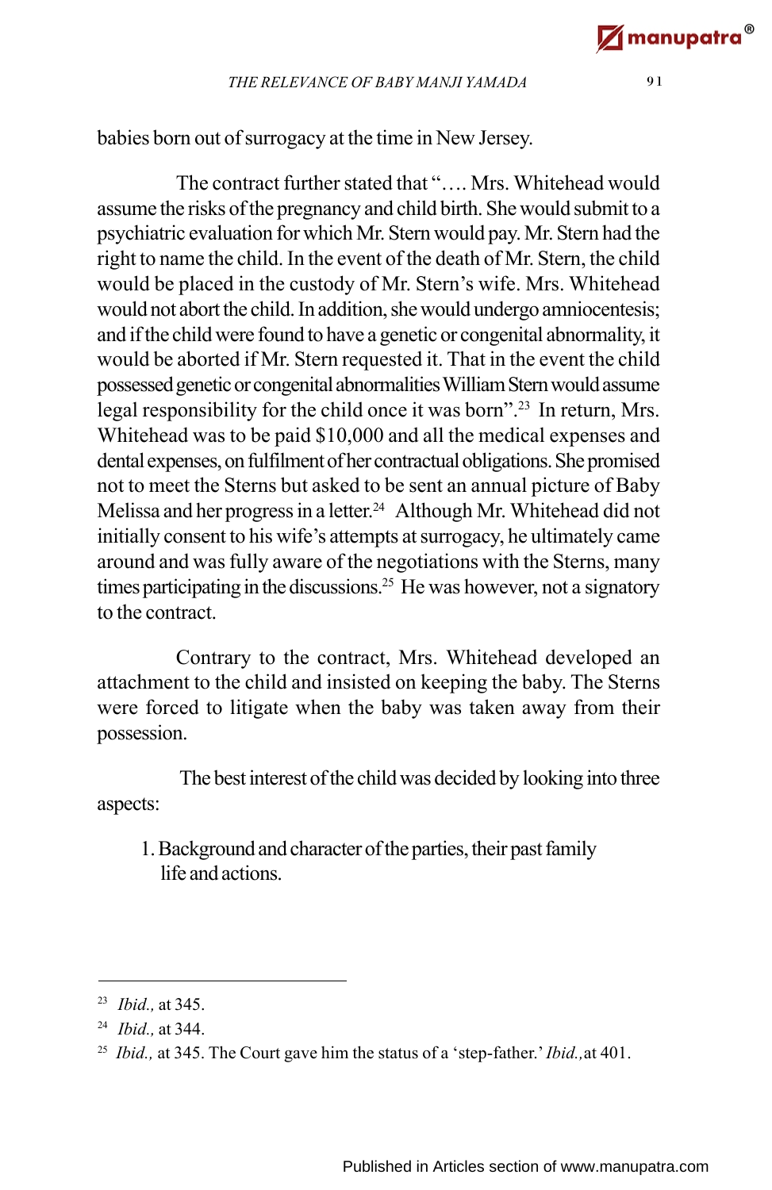babies born out of surrogacy at the time in New Jersey.

The contract further stated that "…. Mrs. Whitehead would assume the risks of the pregnancy and child birth. She would submit to a psychiatric evaluation for which Mr. Stern would pay. Mr. Stern had the right to name the child. In the event of the death of Mr. Stern, the child would be placed in the custody of Mr. Stern's wife. Mrs. Whitehead would not abort the child. In addition, she would undergo amniocentesis; and if the child were found to have a genetic or congenital abnormality, it would be aborted if Mr. Stern requested it. That in the event the child possessed genetic or congenital abnormalities William Stern would assume legal responsibility for the child once it was born".[23] In return, Mrs. Whitehead was to be paid $10,000 and all the medical expenses and dental expenses, on fulfilment of her contractual obligations. She promised not to meet the Sterns but asked to be sent an annual picture of Baby Melissa and her progress in a letter.[24] Although Mr. Whitehead did not initially consent to his wife's attempts at surrogacy, he ultimately came around and was fully aware of the negotiations with the Sterns, many times participating in the discussions.[25] He was however, not a signatory to the contract.

Contrary to the contract, Mrs. Whitehead developed an attachment to the child and insisted on keeping the baby. The Sterns were forced to litigate when the baby was taken away from their possession.

The best interest of the child was decided by looking into three aspects:

1. Background and character of the parties, their past family life and actions.

---

[23] *Ibid.,* at 345.

[24] *Ibid.,* at 344.

[25] *Ibid.,* at 345. The Court gave him the status of a 'step-father.' *Ibid.,*at 401.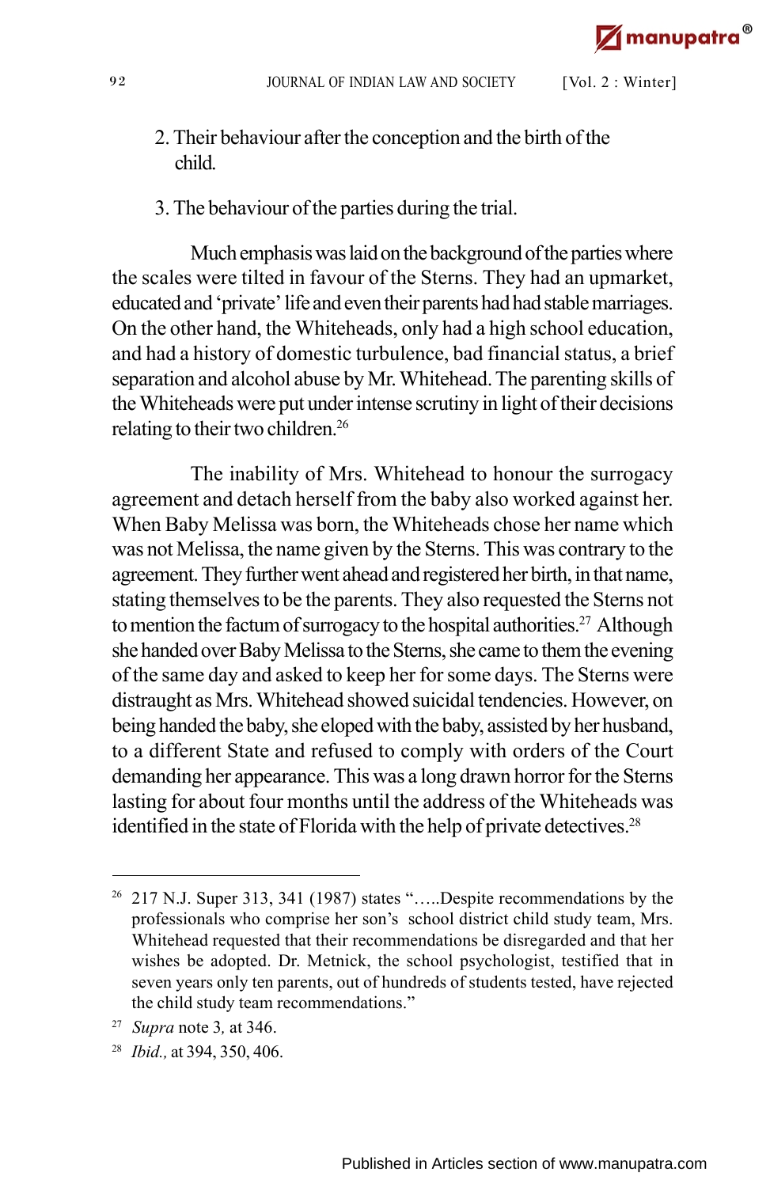2. Their behaviour after the conception and the birth of the child.

3. The behaviour of the parties during the trial.

Much emphasis was laid on the background of the parties where the scales were tilted in favour of the Sterns. They had an upmarket, educated and 'private' life and even their parents had had stable marriages. On the other hand, the Whiteheads, only had a high school education, and had a history of domestic turbulence, bad financial status, a brief separation and alcohol abuse by Mr. Whitehead. The parenting skills of the Whiteheads were put under intense scrutiny in light of their decisions relating to their two children.[26]

The inability of Mrs. Whitehead to honour the surrogacy agreement and detach herself from the baby also worked against her. When Baby Melissa was born, the Whiteheads chose her name which was not Melissa, the name given by the Sterns. This was contrary to the agreement. They further went ahead and registered her birth, in that name, stating themselves to be the parents. They also requested the Sterns not to mention the factum of surrogacy to the hospital authorities.[27] Although she handed over Baby Melissa to the Sterns, she came to them the evening of the same day and asked to keep her for some days. The Sterns were distraught as Mrs. Whitehead showed suicidal tendencies. However, on being handed the baby, she eloped with the baby, assisted by her husband, to a different State and refused to comply with orders of the Court demanding her appearance. This was a long drawn horror for the Sterns lasting for about four months until the address of the Whiteheads was identified in the state of Florida with the help of private detectives.[28]

---

[26] 217 N.J. Super 313, 341 (1987) states "…..Despite recommendations by the professionals who comprise her son's school district child study team, Mrs. Whitehead requested that their recommendations be disregarded and that her wishes be adopted. Dr. Metnick, the school psychologist, testified that in seven years only ten parents, out of hundreds of students tested, have rejected the child study team recommendations."

[27] *Supra* note 3, at 346.

[28] *Ibid.,* at 394, 350, 406.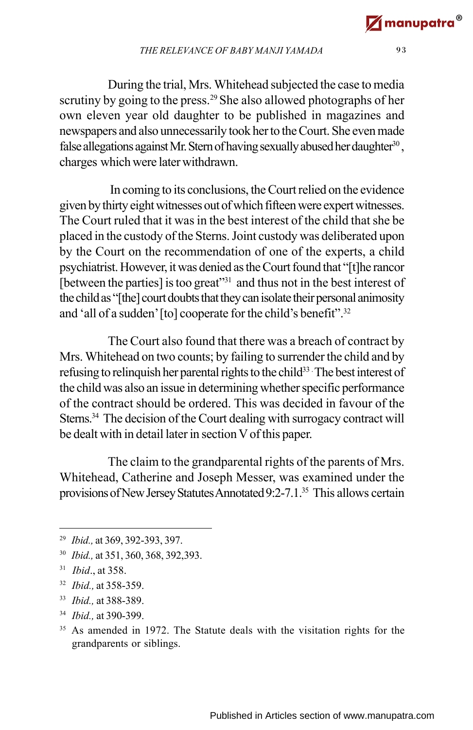During the trial, Mrs. Whitehead subjected the case to media scrutiny by going to the press.[29] She also allowed photographs of her own eleven year old daughter to be published in magazines and newspapers and also unnecessarily took her to the Court. She even made false allegations against Mr. Stern of having sexually abused her daughter[30], charges which were later withdrawn.

In coming to its conclusions, the Court relied on the evidence given by thirty eight witnesses out of which fifteen were expert witnesses. The Court ruled that it was in the best interest of the child that she be placed in the custody of the Sterns. Joint custody was deliberated upon by the Court on the recommendation of one of the experts, a child psychiatrist. However, it was denied as the Court found that "[t]he rancor [between the parties] is too great"[31] and thus not in the best interest of the child as "[the] court doubts that they can isolate their personal animosity and 'all of a sudden' [to] cooperate for the child's benefit".[32]

The Court also found that there was a breach of contract by Mrs. Whitehead on two counts; by failing to surrender the child and by refusing to relinquish her parental rights to the child[33]. The best interest of the child was also an issue in determining whether specific performance of the contract should be ordered. This was decided in favour of the Sterns.[34] The decision of the Court dealing with surrogacy contract will be dealt with in detail later in section V of this paper.

The claim to the grandparental rights of the parents of Mrs. Whitehead, Catherine and Joseph Messer, was examined under the provisions of New Jersey Statutes Annotated 9:2-7.1.[35] This allows certain

---

[29] *Ibid.,* at 369, 392-393, 397.

[30] *Ibid.,* at 351, 360, 368, 392,393.

[31] *Ibid.*, at 358.

[32] *Ibid.,* at 358-359.

[33] *Ibid.,* at 388-389.

[34] *Ibid.,* at 390-399.

[35] As amended in 1972. The Statute deals with the visitation rights for the grandparents or siblings.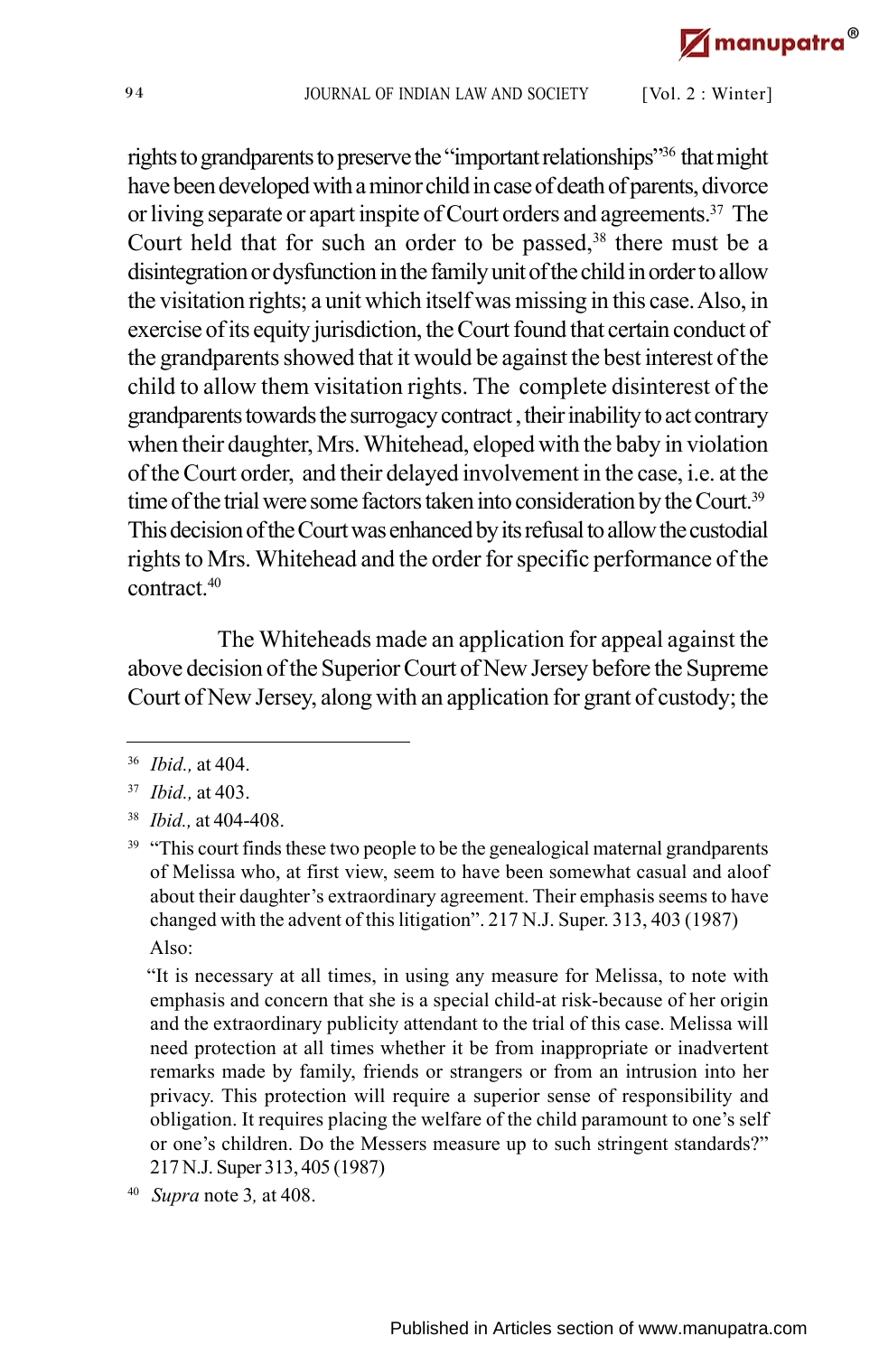rights to grandparents to preserve the "important relationships"[36] that might have been developed with a minor child in case of death of parents, divorce or living separate or apart inspite of Court orders and agreements.[37] The Court held that for such an order to be passed,[38] there must be a disintegration or dysfunction in the family unit of the child in order to allow the visitation rights; a unit which itself was missing in this case. Also, in exercise of its equity jurisdiction, the Court found that certain conduct of the grandparents showed that it would be against the best interest of the child to allow them visitation rights. The complete disinterest of the grandparents towards the surrogacy contract , their inability to act contrary when their daughter, Mrs. Whitehead, eloped with the baby in violation of the Court order, and their delayed involvement in the case, i.e. at the time of the trial were some factors taken into consideration by the Court.[39] This decision of the Court was enhanced by its refusal to allow the custodial rights to Mrs. Whitehead and the order for specific performance of the contract.[40]

The Whiteheads made an application for appeal against the above decision of the Superior Court of New Jersey before the Supreme Court of New Jersey, along with an application for grant of custody; the

---

[36] *Ibid.,* at 404.

[37] *Ibid.,* at 403.

[38] *Ibid.,* at 404-408.

[39] "This court finds these two people to be the genealogical maternal grandparents of Melissa who, at first view, seem to have been somewhat casual and aloof about their daughter's extraordinary agreement. Their emphasis seems to have changed with the advent of this litigation". 217 N.J. Super. 313, 403 (1987)

Also:

"It is necessary at all times, in using any measure for Melissa, to note with emphasis and concern that she is a special child-at risk-because of her origin and the extraordinary publicity attendant to the trial of this case. Melissa will need protection at all times whether it be from inappropriate or inadvertent remarks made by family, friends or strangers or from an intrusion into her privacy. This protection will require a superior sense of responsibility and obligation. It requires placing the welfare of the child paramount to one's self or one's children. Do the Messers measure up to such stringent standards?" 217 N.J. Super 313, 405 (1987)

[40] *Supra* note 3, at 408.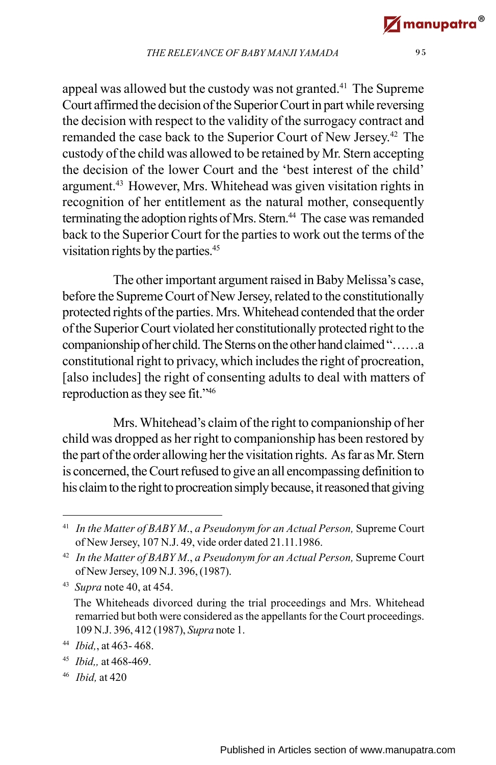appeal was allowed but the custody was not granted.[41] The Supreme Court affirmed the decision of the Superior Court in part while reversing the decision with respect to the validity of the surrogacy contract and remanded the case back to the Superior Court of New Jersey.[42] The custody of the child was allowed to be retained by Mr. Stern accepting the decision of the lower Court and the 'best interest of the child' argument.[43] However, Mrs. Whitehead was given visitation rights in recognition of her entitlement as the natural mother, consequently terminating the adoption rights of Mrs. Stern.[44] The case was remanded back to the Superior Court for the parties to work out the terms of the visitation rights by the parties.[45]

The other important argument raised in Baby Melissa's case, before the Supreme Court of New Jersey, related to the constitutionally protected rights of the parties. Mrs. Whitehead contended that the order of the Superior Court violated her constitutionally protected right to the companionship of her child. The Sterns on the other hand claimed "……a constitutional right to privacy, which includes the right of procreation, [also includes] the right of consenting adults to deal with matters of reproduction as they see fit."[46]

Mrs. Whitehead's claim of the right to companionship of her child was dropped as her right to companionship has been restored by the part of the order allowing her the visitation rights. As far as Mr. Stern is concerned, the Court refused to give an all encompassing definition to his claim to the right to procreation simply because, it reasoned that giving

---

[41] *In the Matter of BABY M., a Pseudonym for an Actual Person,* Supreme Court of New Jersey, 107 N.J. 49, vide order dated 21.11.1986.

[42] *In the Matter of BABY M., a Pseudonym for an Actual Person,* Supreme Court of New Jersey, 109 N.J. 396, (1987).

[43] *Supra* note 40, at 454.
The Whiteheads divorced during the trial proceedings and Mrs. Whitehead remarried but both were considered as the appellants for the Court proceedings. 109 N.J. 396, 412 (1987), *Supra* note 1.

[44] *Ibid,*, at 463- 468.

[45] *Ibid,,* at 468-469.

[46] *Ibid,* at 420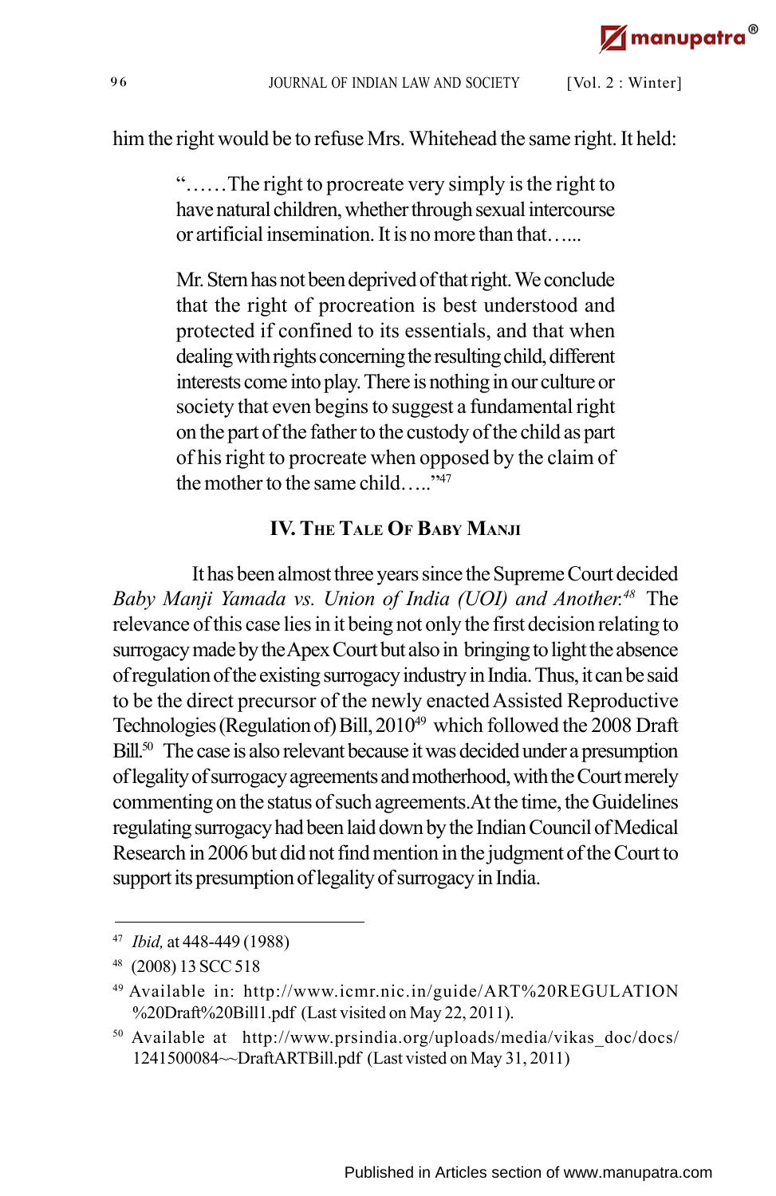him the right would be to refuse Mrs. Whitehead the same right. It held:

> "……The right to procreate very simply is the right to have natural children, whether through sexual intercourse or artificial insemination. It is no more than that…...
>
> Mr. Stern has not been deprived of that right. We conclude that the right of procreation is best understood and protected if confined to its essentials, and that when dealing with rights concerning the resulting child, different interests come into play. There is nothing in our culture or society that even begins to suggest a fundamental right on the part of the father to the custody of the child as part of his right to procreate when opposed by the claim of the mother to the same child….."[47]

## IV. The Tale Of Baby Manji

It has been almost three years since the Supreme Court decided *Baby Manji Yamada vs. Union of India (UOI) and Another.*[48] The relevance of this case lies in it being not only the first decision relating to surrogacy made by the Apex Court but also in bringing to light the absence of regulation of the existing surrogacy industry in India. Thus, it can be said to be the direct precursor of the newly enacted Assisted Reproductive Technologies (Regulation of) Bill, 2010[49] which followed the 2008 Draft Bill.[50] The case is also relevant because it was decided under a presumption of legality of surrogacy agreements and motherhood, with the Court merely commenting on the status of such agreements.At the time, the Guidelines regulating surrogacy had been laid down by the Indian Council of Medical Research in 2006 but did not find mention in the judgment of the Court to support its presumption of legality of surrogacy in India.

---

[47] *Ibid,* at 448-449 (1988)

[48] (2008) 13 SCC 518

[49] Available in: http://www.icmr.nic.in/guide/ART%20REGULATION %20Draft%20Bill1.pdf (Last visited on May 22, 2011).

[50] Available at http://www.prsindia.org/uploads/media/vikas_doc/docs/ 1241500084~~DraftARTBill.pdf (Last visted on May 31, 2011)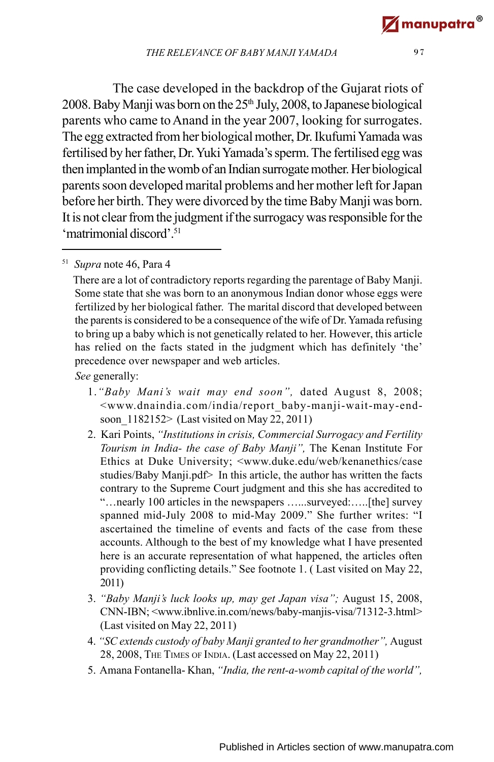The case developed in the backdrop of the Gujarat riots of 2008. Baby Manji was born on the 25th July, 2008, to Japanese biological parents who came to Anand in the year 2007, looking for surrogates. The egg extracted from her biological mother, Dr. Ikufumi Yamada was fertilised by her father, Dr. Yuki Yamada's sperm. The fertilised egg was then implanted in the womb of an Indian surrogate mother. Her biological parents soon developed marital problems and her mother left for Japan before her birth. They were divorced by the time Baby Manji was born. It is not clear from the judgment if the surrogacy was responsible for the 'matrimonial discord'.[51]

---

[51] *Supra* note 46, Para 4

There are a lot of contradictory reports regarding the parentage of Baby Manji. Some state that she was born to an anonymous Indian donor whose eggs were fertilized by her biological father. The marital discord that developed between the parents is considered to be a consequence of the wife of Dr. Yamada refusing to bring up a baby which is not genetically related to her. However, this article has relied on the facts stated in the judgment which has definitely 'the' precedence over newspaper and web articles.

*See* generally:

1. *"Baby Mani's wait may end soon"*, dated August 8, 2008; <www.dnaindia.com/india/report_baby-manji-wait-may-end-soon_1182152> (Last visited on May 22, 2011)
2. Kari Points, *"Institutions in crisis, Commercial Surrogacy and Fertility Tourism in India- the case of Baby Manji"*, The Kenan Institute For Ethics at Duke University; <www.duke.edu/web/kenanethics/case studies/Baby Manji.pdf> In this article, the author has written the facts contrary to the Supreme Court judgment and this she has accredited to "…nearly 100 articles in the newspapers …...surveyed:…..[the] survey spanned mid-July 2008 to mid-May 2009." She further writes: "I ascertained the timeline of events and facts of the case from these accounts. Although to the best of my knowledge what I have presented here is an accurate representation of what happened, the articles often providing conflicting details." See footnote 1. ( Last visited on May 22, 2011)
3. *"Baby Manji's luck looks up, may get Japan visa"*; August 15, 2008, CNN-IBN; <www.ibnlive.in.com/news/baby-manjis-visa/71312-3.html> (Last visited on May 22, 2011)
4. *"SC extends custody of baby Manji granted to her grandmother"*, August 28, 2008, The Times of India. (Last accessed on May 22, 2011)
5. Amana Fontanella- Khan, *"India, the rent-a-womb capital of the world"*,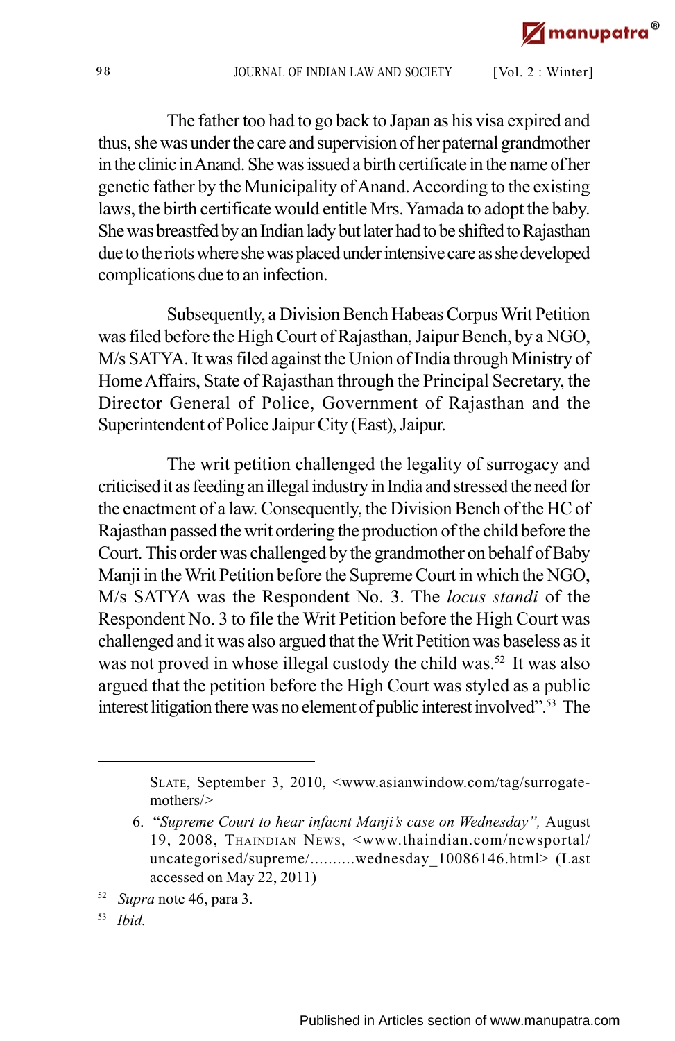The father too had to go back to Japan as his visa expired and thus, she was under the care and supervision of her paternal grandmother in the clinic in Anand. She was issued a birth certificate in the name of her genetic father by the Municipality of Anand. According to the existing laws, the birth certificate would entitle Mrs. Yamada to adopt the baby. She was breastfed by an Indian lady but later had to be shifted to Rajasthan due to the riots where she was placed under intensive care as she developed complications due to an infection.

Subsequently, a Division Bench Habeas Corpus Writ Petition was filed before the High Court of Rajasthan, Jaipur Bench, by a NGO, M/s SATYA. It was filed against the Union of India through Ministry of Home Affairs, State of Rajasthan through the Principal Secretary, the Director General of Police, Government of Rajasthan and the Superintendent of Police Jaipur City (East), Jaipur.

The writ petition challenged the legality of surrogacy and criticised it as feeding an illegal industry in India and stressed the need for the enactment of a law. Consequently, the Division Bench of the HC of Rajasthan passed the writ ordering the production of the child before the Court. This order was challenged by the grandmother on behalf of Baby Manji in the Writ Petition before the Supreme Court in which the NGO, M/s SATYA was the Respondent No. 3. The *locus standi* of the Respondent No. 3 to file the Writ Petition before the High Court was challenged and it was also argued that the Writ Petition was baseless as it was not proved in whose illegal custody the child was.[52] It was also argued that the petition before the High Court was styled as a public interest litigation there was no element of public interest involved".[53] The

---

SLATE, September 3, 2010, <www.asianwindow.com/tag/surrogate-mothers/>

6. "*Supreme Court to hear infacnt Manji's case on Wednesday",* August 19, 2008, THAINDIAN NEWS, <www.thaindian.com/newsportal/uncategorised/supreme/..........wednesday_10086146.html> (Last accessed on May 22, 2011)

[52] *Supra* note 46, para 3.

[53] *Ibid.*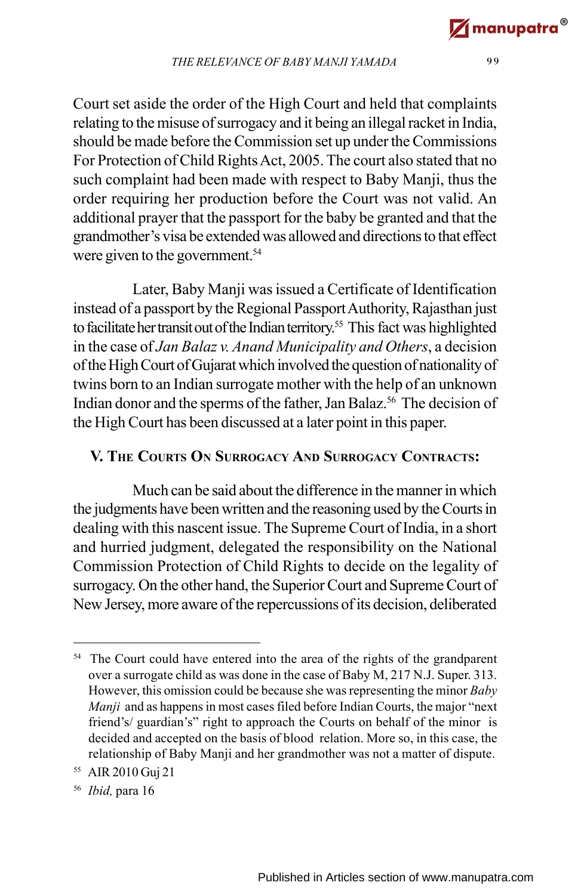Court set aside the order of the High Court and held that complaints relating to the misuse of surrogacy and it being an illegal racket in India, should be made before the Commission set up under the Commissions For Protection of Child Rights Act, 2005. The court also stated that no such complaint had been made with respect to Baby Manji, thus the order requiring her production before the Court was not valid. An additional prayer that the passport for the baby be granted and that the grandmother's visa be extended was allowed and directions to that effect were given to the government.[54]

Later, Baby Manji was issued a Certificate of Identification instead of a passport by the Regional Passport Authority, Rajasthan just to facilitate her transit out of the Indian territory.[55] This fact was highlighted in the case of *Jan Balaz v. Anand Municipality and Others*, a decision of the High Court of Gujarat which involved the question of nationality of twins born to an Indian surrogate mother with the help of an unknown Indian donor and the sperms of the father, Jan Balaz.[56] The decision of the High Court has been discussed at a later point in this paper.

## V. The Courts On Surrogacy And Surrogacy Contracts:

Much can be said about the difference in the manner in which the judgments have been written and the reasoning used by the Courts in dealing with this nascent issue. The Supreme Court of India, in a short and hurried judgment, delegated the responsibility on the National Commission Protection of Child Rights to decide on the legality of surrogacy. On the other hand, the Superior Court and Supreme Court of New Jersey, more aware of the repercussions of its decision, deliberated

---

[54] The Court could have entered into the area of the rights of the grandparent over a surrogate child as was done in the case of Baby M, 217 N.J. Super. 313. However, this omission could be because she was representing the minor *Baby Manji* and as happens in most cases filed before Indian Courts, the major "next friend's/ guardian's" right to approach the Courts on behalf of the minor is decided and accepted on the basis of blood relation. More so, in this case, the relationship of Baby Manji and her grandmother was not a matter of dispute.

[55] AIR 2010 Guj 21

[56] *Ibid,* para 16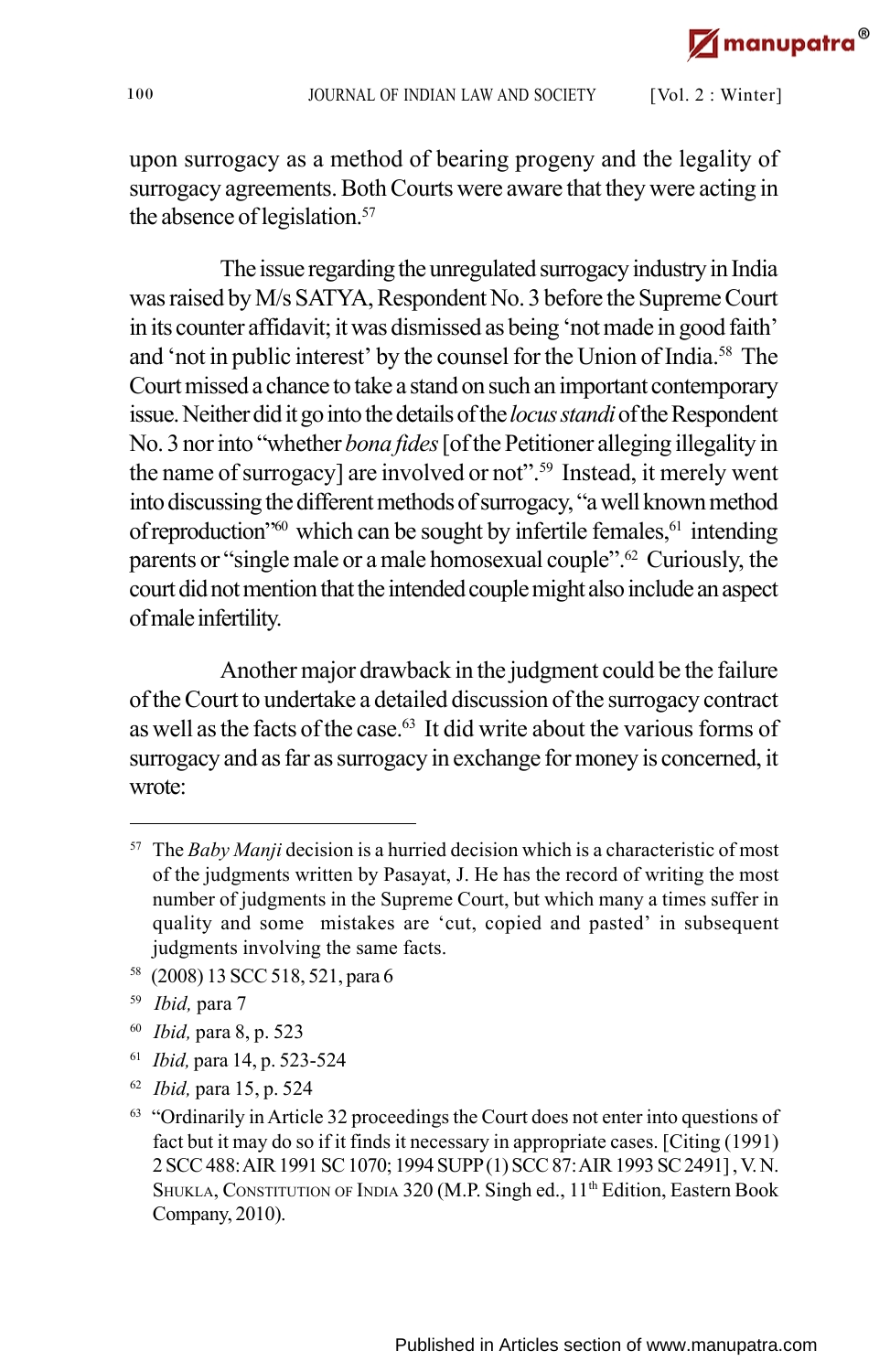upon surrogacy as a method of bearing progeny and the legality of surrogacy agreements. Both Courts were aware that they were acting in the absence of legislation.[57]

The issue regarding the unregulated surrogacy industry in India was raised by M/s SATYA, Respondent No. 3 before the Supreme Court in its counter affidavit; it was dismissed as being 'not made in good faith' and 'not in public interest' by the counsel for the Union of India.[58] The Court missed a chance to take a stand on such an important contemporary issue. Neither did it go into the details of the *locus standi* of the Respondent No. 3 nor into "whether *bona fides* [of the Petitioner alleging illegality in the name of surrogacy] are involved or not".[59] Instead, it merely went into discussing the different methods of surrogacy, "a well known method of reproduction"[60] which can be sought by infertile females,[61] intending parents or "single male or a male homosexual couple".[62] Curiously, the court did not mention that the intended couple might also include an aspect of male infertility.

Another major drawback in the judgment could be the failure of the Court to undertake a detailed discussion of the surrogacy contract as well as the facts of the case.[63] It did write about the various forms of surrogacy and as far as surrogacy in exchange for money is concerned, it wrote:

---

[57] The *Baby Manji* decision is a hurried decision which is a characteristic of most of the judgments written by Pasayat, J. He has the record of writing the most number of judgments in the Supreme Court, but which many a times suffer in quality and some mistakes are 'cut, copied and pasted' in subsequent judgments involving the same facts.

[58] (2008) 13 SCC 518, 521, para 6

[59] *Ibid,* para 7

[60] *Ibid,* para 8, p. 523

[61] *Ibid,* para 14, p. 523-524

[62] *Ibid,* para 15, p. 524

[63] "Ordinarily in Article 32 proceedings the Court does not enter into questions of fact but it may do so if it finds it necessary in appropriate cases. [Citing (1991) 2 SCC 488: AIR 1991 SC 1070; 1994 SUPP (1) SCC 87: AIR 1993 SC 2491] , V. N. Shukla, Constitution of India 320 (M.P. Singh ed., 11th Edition, Eastern Book Company, 2010).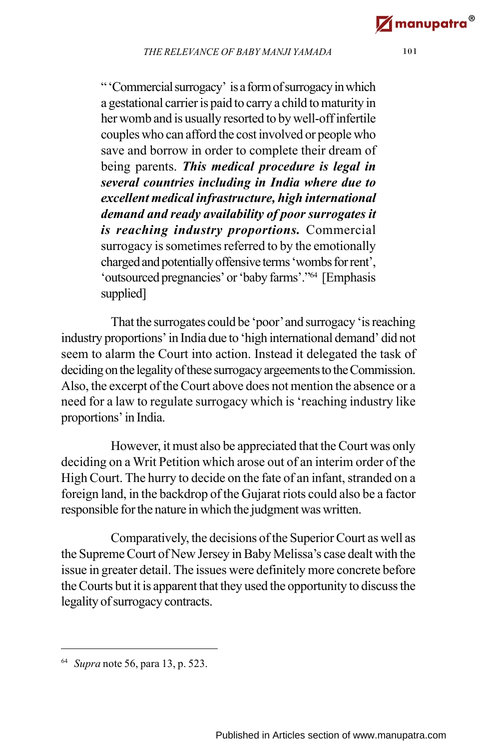> " 'Commercial surrogacy' is a form of surrogacy in which a gestational carrier is paid to carry a child to maturity in her womb and is usually resorted to by well-off infertile couples who can afford the cost involved or people who save and borrow in order to complete their dream of being parents. ***This medical procedure is legal in several countries including in India where due to excellent medical infrastructure, high international demand and ready availability of poor surrogates it is reaching industry proportions.*** Commercial surrogacy is sometimes referred to by the emotionally charged and potentially offensive terms 'wombs for rent', 'outsourced pregnancies' or 'baby farms'."[64] [Emphasis supplied]

That the surrogates could be 'poor' and surrogacy 'is reaching industry proportions' in India due to 'high international demand' did not seem to alarm the Court into action. Instead it delegated the task of deciding on the legality of these surrogacy argeements to the Commission. Also, the excerpt of the Court above does not mention the absence or a need for a law to regulate surrogacy which is 'reaching industry like proportions' in India.

However, it must also be appreciated that the Court was only deciding on a Writ Petition which arose out of an interim order of the High Court. The hurry to decide on the fate of an infant, stranded on a foreign land, in the backdrop of the Gujarat riots could also be a factor responsible for the nature in which the judgment was written.

Comparatively, the decisions of the Superior Court as well as the Supreme Court of New Jersey in Baby Melissa's case dealt with the issue in greater detail. The issues were definitely more concrete before the Courts but it is apparent that they used the opportunity to discuss the legality of surrogacy contracts.

---

[64] *Supra* note 56, para 13, p. 523.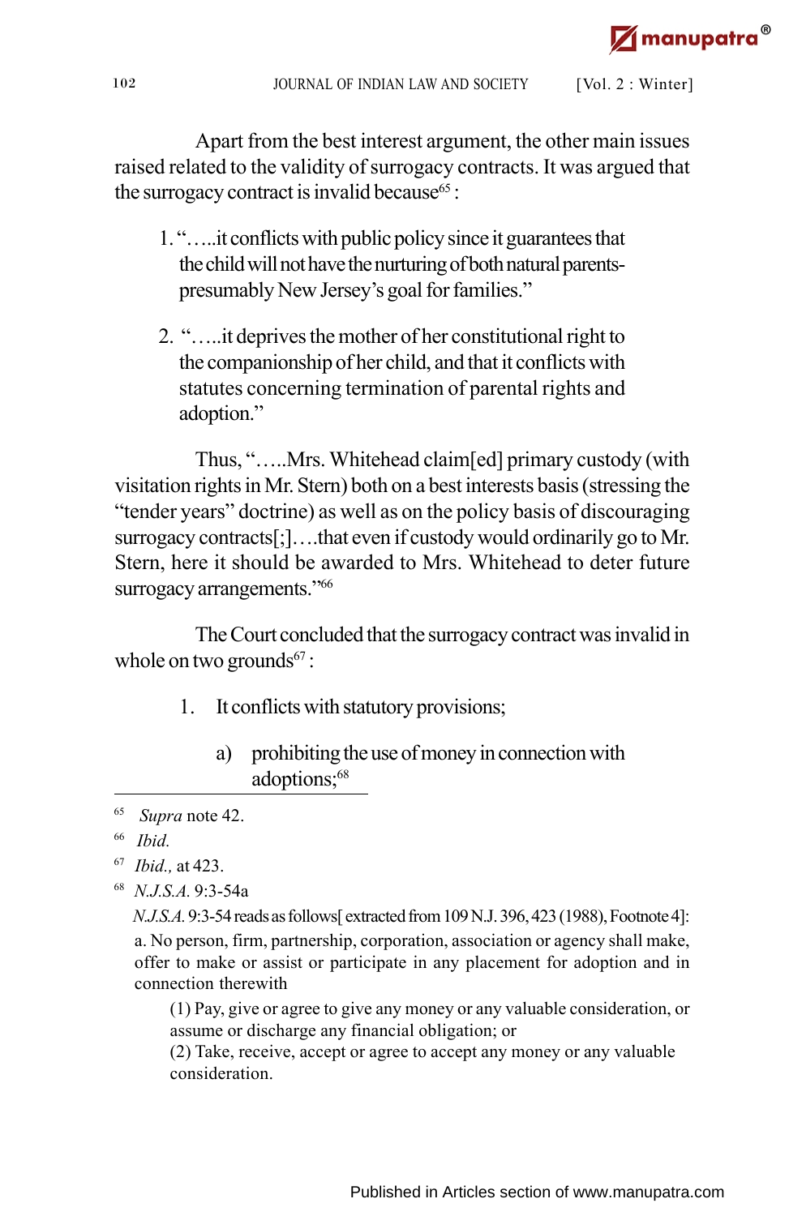Apart from the best interest argument, the other main issues raised related to the validity of surrogacy contracts. It was argued that the surrogacy contract is invalid because[65] :

1. "…..it conflicts with public policy since it guarantees that the child will not have the nurturing of both natural parents- presumably New Jersey's goal for families."

2. "…..it deprives the mother of her constitutional right to the companionship of her child, and that it conflicts with statutes concerning termination of parental rights and adoption."

Thus, "…..Mrs. Whitehead claim[ed] primary custody (with visitation rights in Mr. Stern) both on a best interests basis (stressing the "tender years" doctrine) as well as on the policy basis of discouraging surrogacy contracts[;]….that even if custody would ordinarily go to Mr. Stern, here it should be awarded to Mrs. Whitehead to deter future surrogacy arrangements."[66]

The Court concluded that the surrogacy contract was invalid in whole on two grounds[67] :

1. It conflicts with statutory provisions;

   a) prohibiting the use of money in connection with adoptions;[68]

---

[65] *Supra* note 42.

[66] *Ibid.*

[67] *Ibid.,* at 423.

[68] *N.J.S.A.* 9:3-54a

*N.J.S.A.* 9:3-54 reads as follows[ extracted from 109 N.J. 396, 423 (1988), Footnote 4]:

a. No person, firm, partnership, corporation, association or agency shall make, offer to make or assist or participate in any placement for adoption and in connection therewith

(1) Pay, give or agree to give any money or any valuable consideration, or assume or discharge any financial obligation; or
(2) Take, receive, accept or agree to accept any money or any valuable consideration.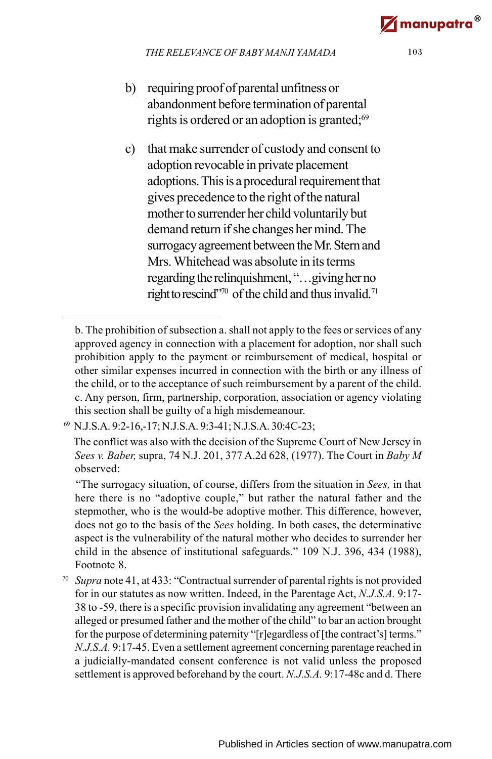b) requiring proof of parental unfitness or abandonment before termination of parental rights is ordered or an adoption is granted;[69]

c) that make surrender of custody and consent to adoption revocable in private placement adoptions. This is a procedural requirement that gives precedence to the right of the natural mother to surrender her child voluntarily but demand return if she changes her mind. The surrogacy agreement between the Mr. Stern and Mrs. Whitehead was absolute in its terms regarding the relinquishment, "…giving her no right to rescind"[70] of the child and thus invalid.[71]

---

b. The prohibition of subsection a. shall not apply to the fees or services of any approved agency in connection with a placement for adoption, nor shall such prohibition apply to the payment or reimbursement of medical, hospital or other similar expenses incurred in connection with the birth or any illness of the child, or to the acceptance of such reimbursement by a parent of the child. c. Any person, firm, partnership, corporation, association or agency violating this section shall be guilty of a high misdemeanour.

[69] N.J.S.A. 9:2-16,-17; N.J.S.A. 9:3-41; N.J.S.A. 30:4C-23;

The conflict was also with the decision of the Supreme Court of New Jersey in *Sees v. Baber,* supra, 74 N.J. 201, 377 A.2d 628, (1977). The Court in *Baby M* observed:

"The surrogacy situation, of course, differs from the situation in *Sees,* in that here there is no "adoptive couple," but rather the natural father and the stepmother, who is the would-be adoptive mother. This difference, however, does not go to the basis of the *Sees* holding. In both cases, the determinative aspect is the vulnerability of the natural mother who decides to surrender her child in the absence of institutional safeguards." 109 N.J. 396, 434 (1988), Footnote 8.

[70] *Supra* note 41, at 433: "Contractual surrender of parental rights is not provided for in our statutes as now written. Indeed, in the Parentage Act, *N.J.S.A.* 9:17-38 to -59, there is a specific provision invalidating any agreement "between an alleged or presumed father and the mother of the child" to bar an action brought for the purpose of determining paternity "[r]egardless of [the contract's] terms." *N.J.S.A.* 9:17-45. Even a settlement agreement concerning parentage reached in a judicially-mandated consent conference is not valid unless the proposed settlement is approved beforehand by the court. *N.J.S.A.* 9:17-48c and d. There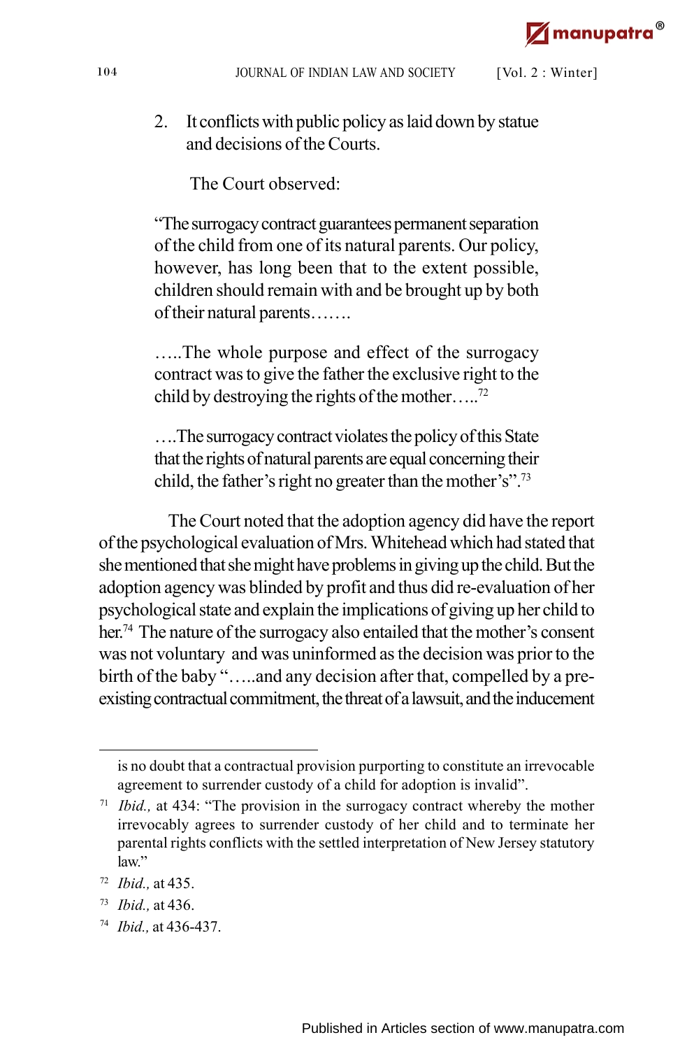2. It conflicts with public policy as laid down by statue and decisions of the Courts.

The Court observed:

> "The surrogacy contract guarantees permanent separation of the child from one of its natural parents. Our policy, however, has long been that to the extent possible, children should remain with and be brought up by both of their natural parents…….
>
> …..The whole purpose and effect of the surrogacy contract was to give the father the exclusive right to the child by destroying the rights of the mother…..[72]
>
> ….The surrogacy contract violates the policy of this State that the rights of natural parents are equal concerning their child, the father's right no greater than the mother's".[73]

The Court noted that the adoption agency did have the report of the psychological evaluation of Mrs. Whitehead which had stated that she mentioned that she might have problems in giving up the child. But the adoption agency was blinded by profit and thus did re-evaluation of her psychological state and explain the implications of giving up her child to her.[74] The nature of the surrogacy also entailed that the mother's consent was not voluntary and was uninformed as the decision was prior to the birth of the baby "…..and any decision after that, compelled by a pre-existing contractual commitment, the threat of a lawsuit, and the inducement

---

is no doubt that a contractual provision purporting to constitute an irrevocable agreement to surrender custody of a child for adoption is invalid".

[71] *Ibid.,* at 434: "The provision in the surrogacy contract whereby the mother irrevocably agrees to surrender custody of her child and to terminate her parental rights conflicts with the settled interpretation of New Jersey statutory law."

[72] *Ibid.,* at 435.

[73] *Ibid.,* at 436.

[74] *Ibid.,* at 436-437.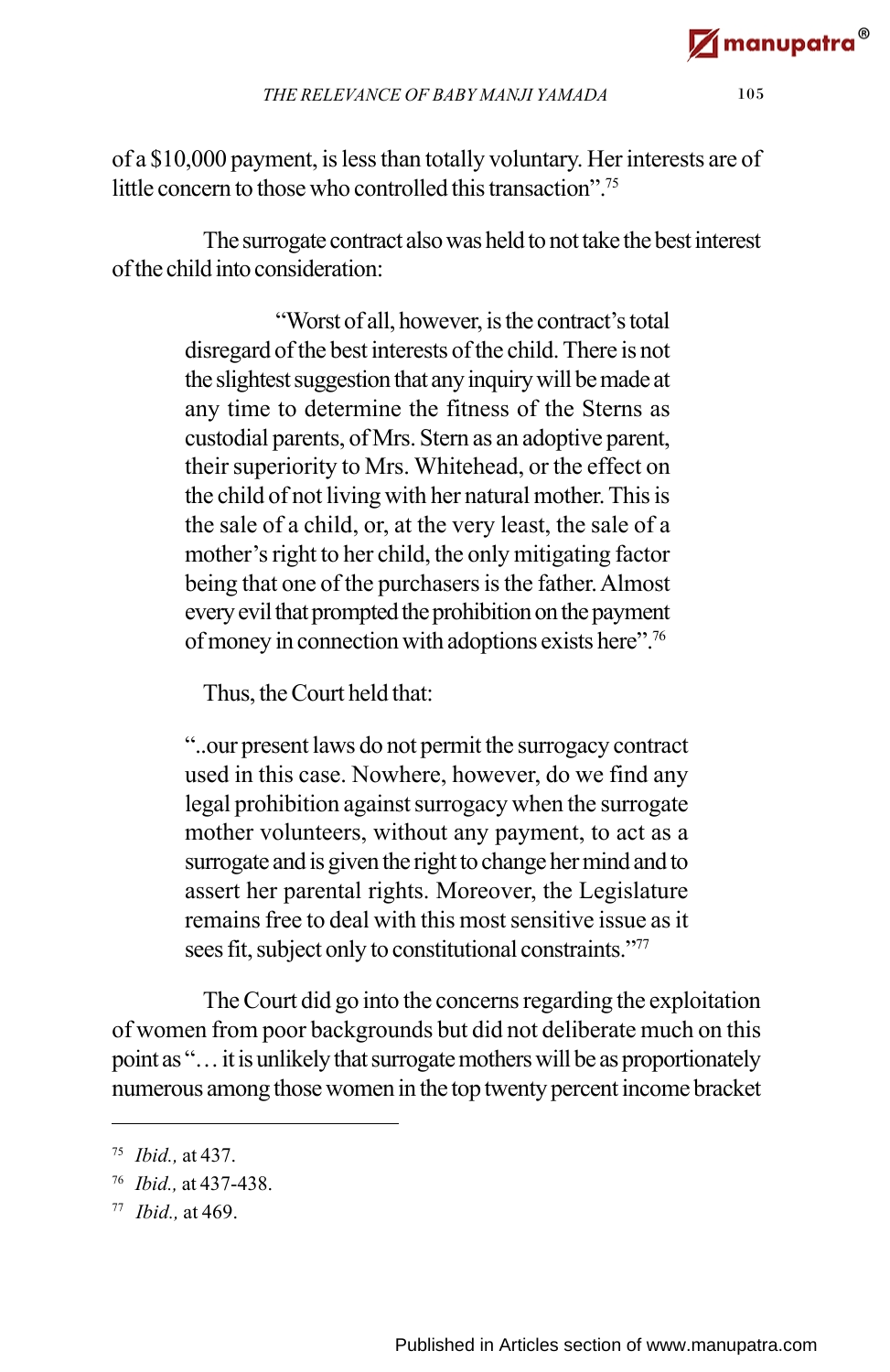of a $10,000 payment, is less than totally voluntary. Her interests are of little concern to those who controlled this transaction".[75]

The surrogate contract also was held to not take the best interest of the child into consideration:

> "Worst of all, however, is the contract's total disregard of the best interests of the child. There is not the slightest suggestion that any inquiry will be made at any time to determine the fitness of the Sterns as custodial parents, of Mrs. Stern as an adoptive parent, their superiority to Mrs. Whitehead, or the effect on the child of not living with her natural mother. This is the sale of a child, or, at the very least, the sale of a mother's right to her child, the only mitigating factor being that one of the purchasers is the father. Almost every evil that prompted the prohibition on the payment of money in connection with adoptions exists here".[76]

Thus, the Court held that:

> "..our present laws do not permit the surrogacy contract used in this case. Nowhere, however, do we find any legal prohibition against surrogacy when the surrogate mother volunteers, without any payment, to act as a surrogate and is given the right to change her mind and to assert her parental rights. Moreover, the Legislature remains free to deal with this most sensitive issue as it sees fit, subject only to constitutional constraints."[77]

The Court did go into the concerns regarding the exploitation of women from poor backgrounds but did not deliberate much on this point as "… it is unlikely that surrogate mothers will be as proportionately numerous among those women in the top twenty percent income bracket

---

[75] *Ibid.,* at 437.

[76] *Ibid.,* at 437-438.

[77] *Ibid.,* at 469.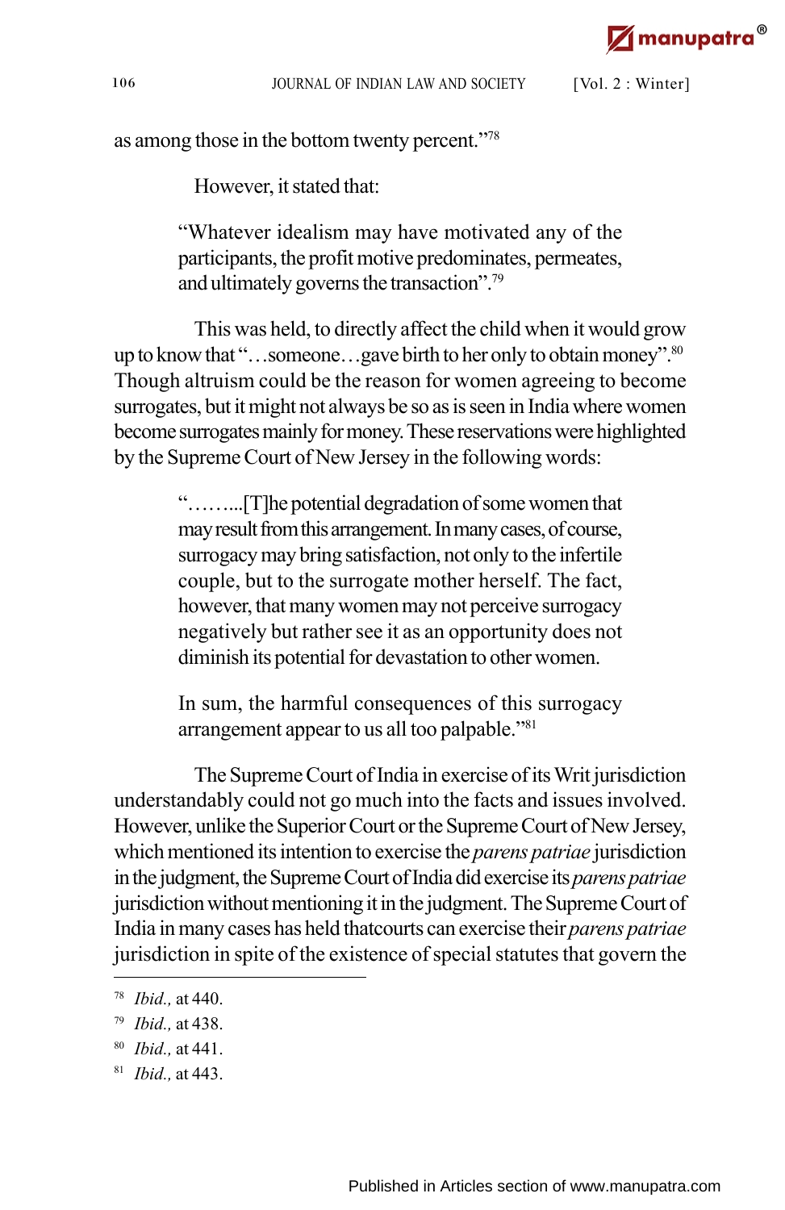as among those in the bottom twenty percent."[78]

However, it stated that:

> "Whatever idealism may have motivated any of the participants, the profit motive predominates, permeates, and ultimately governs the transaction".[79]

This was held, to directly affect the child when it would grow up to know that "…someone…gave birth to her only to obtain money".[80] Though altruism could be the reason for women agreeing to become surrogates, but it might not always be so as is seen in India where women become surrogates mainly for money. These reservations were highlighted by the Supreme Court of New Jersey in the following words:

> "……...[T]he potential degradation of some women that may result from this arrangement. In many cases, of course, surrogacy may bring satisfaction, not only to the infertile couple, but to the surrogate mother herself. The fact, however, that many women may not perceive surrogacy negatively but rather see it as an opportunity does not diminish its potential for devastation to other women.
>
> In sum, the harmful consequences of this surrogacy arrangement appear to us all too palpable."[81]

The Supreme Court of India in exercise of its Writ jurisdiction understandably could not go much into the facts and issues involved. However, unlike the Superior Court or the Supreme Court of New Jersey, which mentioned its intention to exercise the *parens patriae* jurisdiction in the judgment, the Supreme Court of India did exercise its *parens patriae* jurisdiction without mentioning it in the judgment. The Supreme Court of India in many cases has held thatcourts can exercise their *parens patriae* jurisdiction in spite of the existence of special statutes that govern the

---

[78] *Ibid.,* at 440.

[79] *Ibid.,* at 438.

[80] *Ibid.,* at 441.

[81] *Ibid.,* at 443.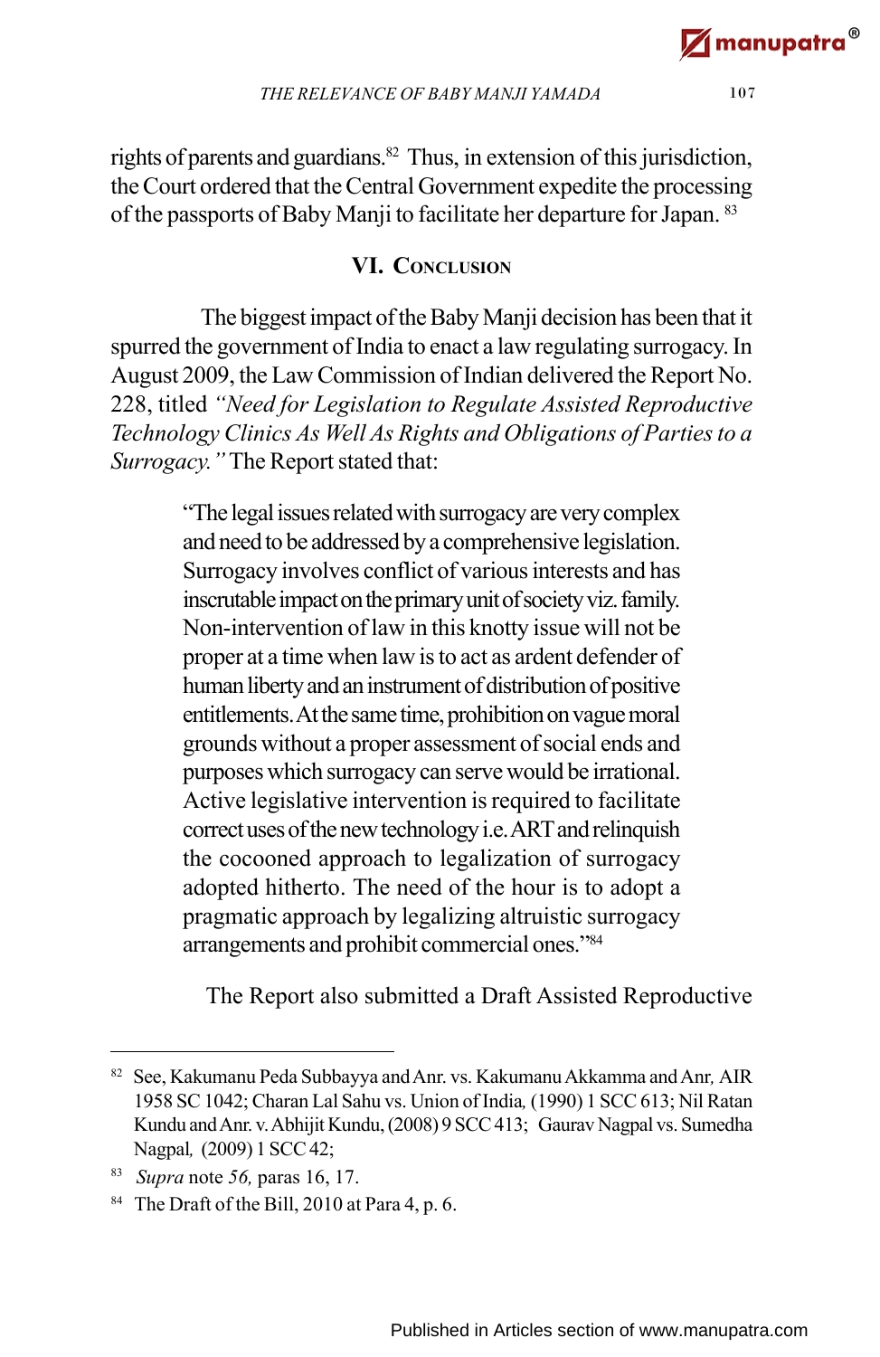rights of parents and guardians.[82] Thus, in extension of this jurisdiction, the Court ordered that the Central Government expedite the processing of the passports of Baby Manji to facilitate her departure for Japan. [83]

## VI. Conclusion

The biggest impact of the Baby Manji decision has been that it spurred the government of India to enact a law regulating surrogacy. In August 2009, the Law Commission of Indian delivered the Report No. 228, titled *"Need for Legislation to Regulate Assisted Reproductive Technology Clinics As Well As Rights and Obligations of Parties to a Surrogacy."* The Report stated that:

> "The legal issues related with surrogacy are very complex and need to be addressed by a comprehensive legislation. Surrogacy involves conflict of various interests and has inscrutable impact on the primary unit of society viz. family. Non-intervention of law in this knotty issue will not be proper at a time when law is to act as ardent defender of human liberty and an instrument of distribution of positive entitlements. At the same time, prohibition on vague moral grounds without a proper assessment of social ends and purposes which surrogacy can serve would be irrational. Active legislative intervention is required to facilitate correct uses of the new technology i.e. ART and relinquish the cocooned approach to legalization of surrogacy adopted hitherto. The need of the hour is to adopt a pragmatic approach by legalizing altruistic surrogacy arrangements and prohibit commercial ones."[84]

The Report also submitted a Draft Assisted Reproductive

---

[82] See, Kakumanu Peda Subbayya and Anr. vs. Kakumanu Akkamma and Anr, AIR 1958 SC 1042; Charan Lal Sahu vs. Union of India, (1990) 1 SCC 613; Nil Ratan Kundu and Anr. v. Abhijit Kundu, (2008) 9 SCC 413; Gaurav Nagpal vs. Sumedha Nagpal, (2009) 1 SCC 42;

[83] *Supra* note *56,* paras 16, 17.

[84] The Draft of the Bill, 2010 at Para 4, p. 6.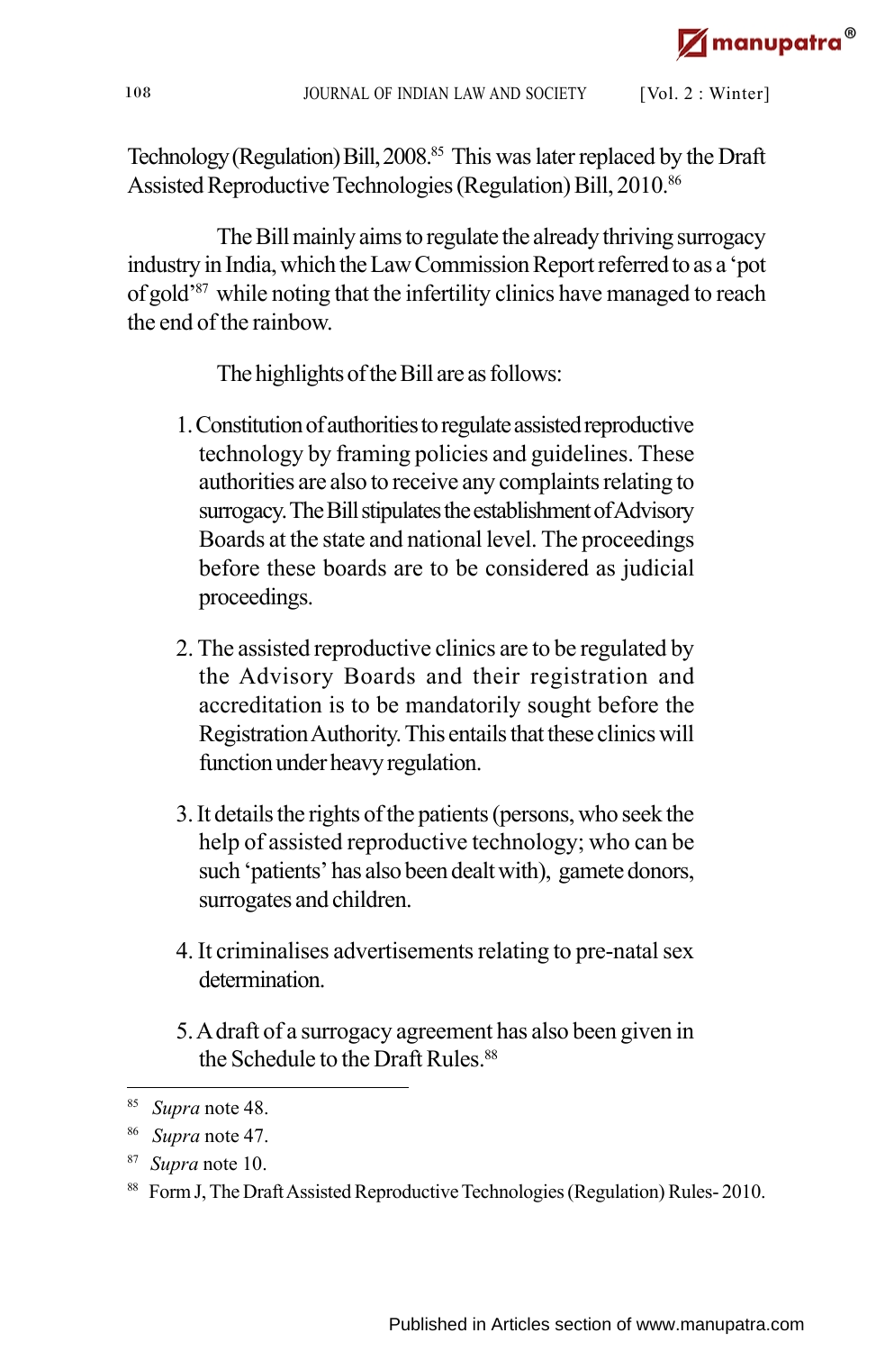Technology (Regulation) Bill, 2008.[85] This was later replaced by the Draft Assisted Reproductive Technologies (Regulation) Bill, 2010.[86]

The Bill mainly aims to regulate the already thriving surrogacy industry in India, which the Law Commission Report referred to as a 'pot of gold'[87] while noting that the infertility clinics have managed to reach the end of the rainbow.

The highlights of the Bill are as follows:

1. Constitution of authorities to regulate assisted reproductive technology by framing policies and guidelines. These authorities are also to receive any complaints relating to surrogacy. The Bill stipulates the establishment of Advisory Boards at the state and national level. The proceedings before these boards are to be considered as judicial proceedings.

2. The assisted reproductive clinics are to be regulated by the Advisory Boards and their registration and accreditation is to be mandatorily sought before the Registration Authority. This entails that these clinics will function under heavy regulation.

3. It details the rights of the patients (persons, who seek the help of assisted reproductive technology; who can be such 'patients' has also been dealt with), gamete donors, surrogates and children.

4. It criminalises advertisements relating to pre-natal sex determination.

5. A draft of a surrogacy agreement has also been given in the Schedule to the Draft Rules.[88]

---

[85] *Supra* note 48.

[86] *Supra* note 47.

[87] *Supra* note 10.

[88] Form J, The Draft Assisted Reproductive Technologies (Regulation) Rules- 2010.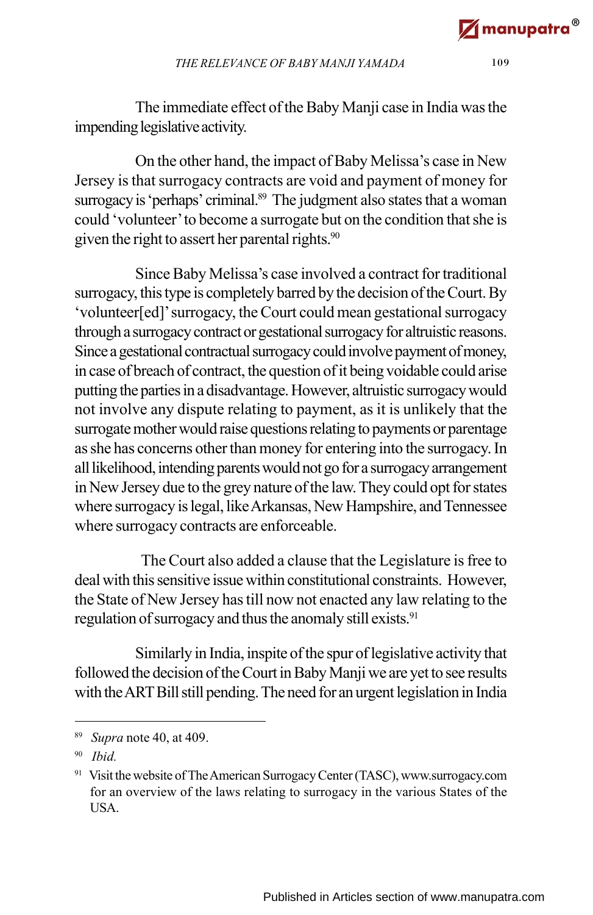The immediate effect of the Baby Manji case in India was the impending legislative activity.

On the other hand, the impact of Baby Melissa's case in New Jersey is that surrogacy contracts are void and payment of money for surrogacy is 'perhaps' criminal.[89] The judgment also states that a woman could 'volunteer' to become a surrogate but on the condition that she is given the right to assert her parental rights.[90]

Since Baby Melissa's case involved a contract for traditional surrogacy, this type is completely barred by the decision of the Court. By 'volunteer[ed]' surrogacy, the Court could mean gestational surrogacy through a surrogacy contract or gestational surrogacy for altruistic reasons. Since a gestational contractual surrogacy could involve payment of money, in case of breach of contract, the question of it being voidable could arise putting the parties in a disadvantage. However, altruistic surrogacy would not involve any dispute relating to payment, as it is unlikely that the surrogate mother would raise questions relating to payments or parentage as she has concerns other than money for entering into the surrogacy. In all likelihood, intending parents would not go for a surrogacy arrangement in New Jersey due to the grey nature of the law. They could opt for states where surrogacy is legal, like Arkansas, New Hampshire, and Tennessee where surrogacy contracts are enforceable.

The Court also added a clause that the Legislature is free to deal with this sensitive issue within constitutional constraints. However, the State of New Jersey has till now not enacted any law relating to the regulation of surrogacy and thus the anomaly still exists.[91]

Similarly in India, inspite of the spur of legislative activity that followed the decision of the Court in Baby Manji we are yet to see results with the ART Bill still pending. The need for an urgent legislation in India

---

[89] *Supra* note 40, at 409.

[90] *Ibid.*

[91] Visit the website of The American Surrogacy Center (TASC), www.surrogacy.com for an overview of the laws relating to surrogacy in the various States of the USA.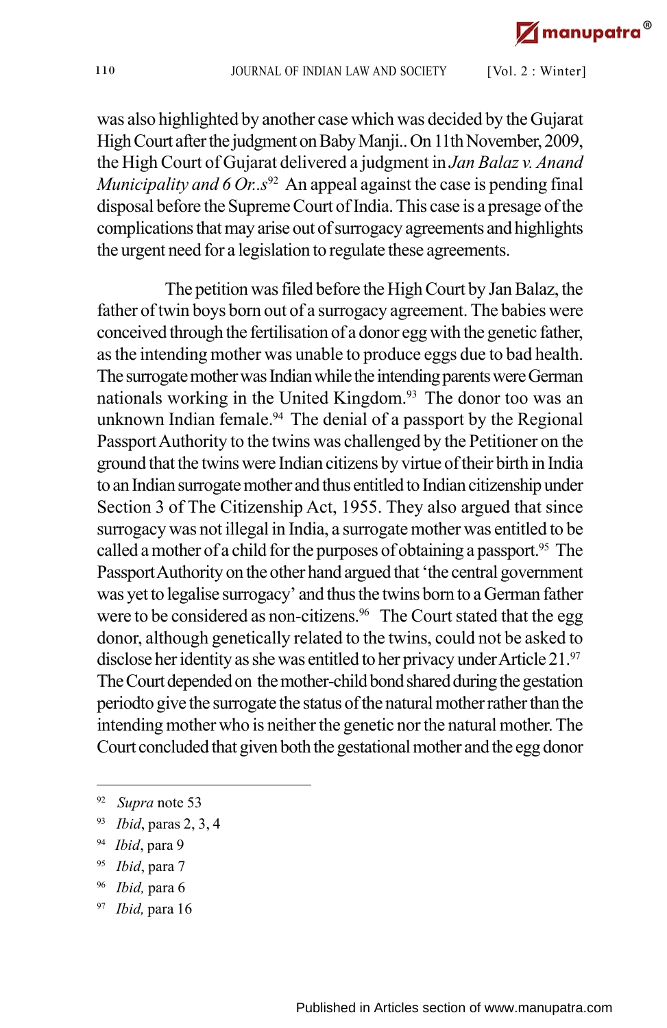was also highlighted by another case which was decided by the Gujarat High Court after the judgment on Baby Manji.. On 11th November, 2009, the High Court of Gujarat delivered a judgment in *Jan Balaz v. Anand Municipality and 6 Or..s*[92] An appeal against the case is pending final disposal before the Supreme Court of India. This case is a presage of the complications that may arise out of surrogacy agreements and highlights the urgent need for a legislation to regulate these agreements.

The petition was filed before the High Court by Jan Balaz, the father of twin boys born out of a surrogacy agreement. The babies were conceived through the fertilisation of a donor egg with the genetic father, as the intending mother was unable to produce eggs due to bad health. The surrogate mother was Indian while the intending parents were German nationals working in the United Kingdom.[93] The donor too was an unknown Indian female.[94] The denial of a passport by the Regional Passport Authority to the twins was challenged by the Petitioner on the ground that the twins were Indian citizens by virtue of their birth in India to an Indian surrogate mother and thus entitled to Indian citizenship under Section 3 of The Citizenship Act, 1955. They also argued that since surrogacy was not illegal in India, a surrogate mother was entitled to be called a mother of a child for the purposes of obtaining a passport.[95] The Passport Authority on the other hand argued that 'the central government was yet to legalise surrogacy' and thus the twins born to a German father were to be considered as non-citizens.[96] The Court stated that the egg donor, although genetically related to the twins, could not be asked to disclose her identity as she was entitled to her privacy under Article 21.[97] The Court depended on the mother-child bond shared during the gestation periodto give the surrogate the status of the natural mother rather than the intending mother who is neither the genetic nor the natural mother. The Court concluded that given both the gestational mother and the egg donor

---

[92] *Supra* note 53

[93] *Ibid*, paras 2, 3, 4

[94] *Ibid*, para 9

[95] *Ibid*, para 7

[96] *Ibid,* para 6

[97] *Ibid,* para 16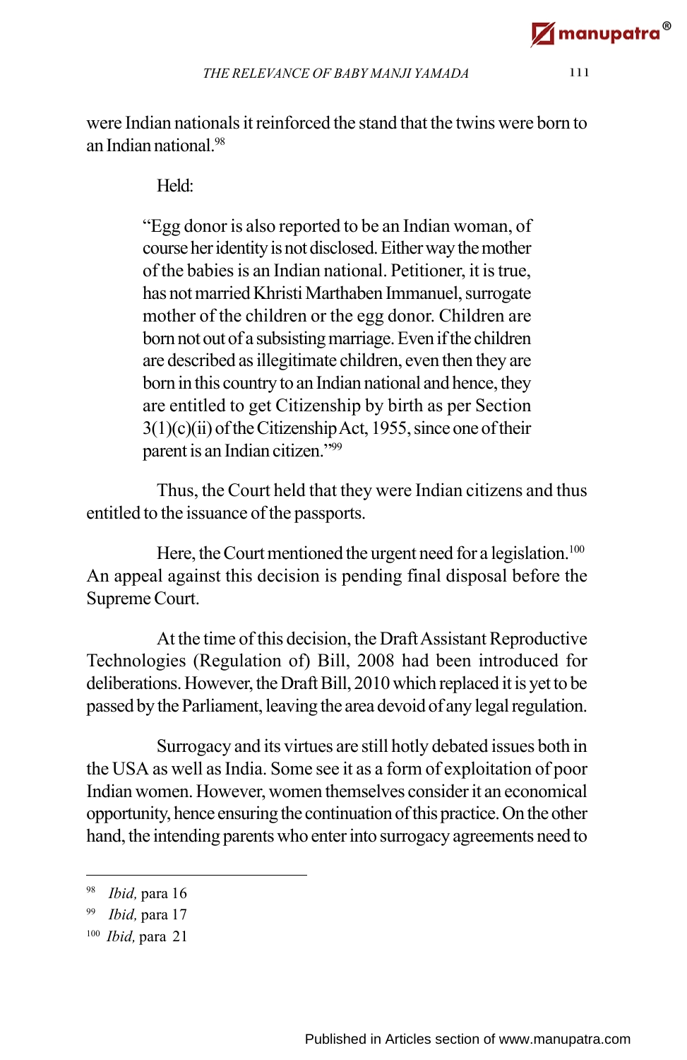were Indian nationals it reinforced the stand that the twins were born to an Indian national.[98]

Held:

> "Egg donor is also reported to be an Indian woman, of course her identity is not disclosed. Either way the mother of the babies is an Indian national. Petitioner, it is true, has not married Khristi Marthaben Immanuel, surrogate mother of the children or the egg donor. Children are born not out of a subsisting marriage. Even if the children are described as illegitimate children, even then they are born in this country to an Indian national and hence, they are entitled to get Citizenship by birth as per Section 3(1)(c)(ii) of the Citizenship Act, 1955, since one of their parent is an Indian citizen."[99]

Thus, the Court held that they were Indian citizens and thus entitled to the issuance of the passports.

Here, the Court mentioned the urgent need for a legislation.[100] An appeal against this decision is pending final disposal before the Supreme Court.

At the time of this decision, the Draft Assistant Reproductive Technologies (Regulation of) Bill, 2008 had been introduced for deliberations. However, the Draft Bill, 2010 which replaced it is yet to be passed by the Parliament, leaving the area devoid of any legal regulation.

Surrogacy and its virtues are still hotly debated issues both in the USA as well as India. Some see it as a form of exploitation of poor Indian women. However, women themselves consider it an economical opportunity, hence ensuring the continuation of this practice. On the other hand, the intending parents who enter into surrogacy agreements need to

---

[98] *Ibid,* para 16

[99] *Ibid,* para 17

[100] *Ibid,* para 21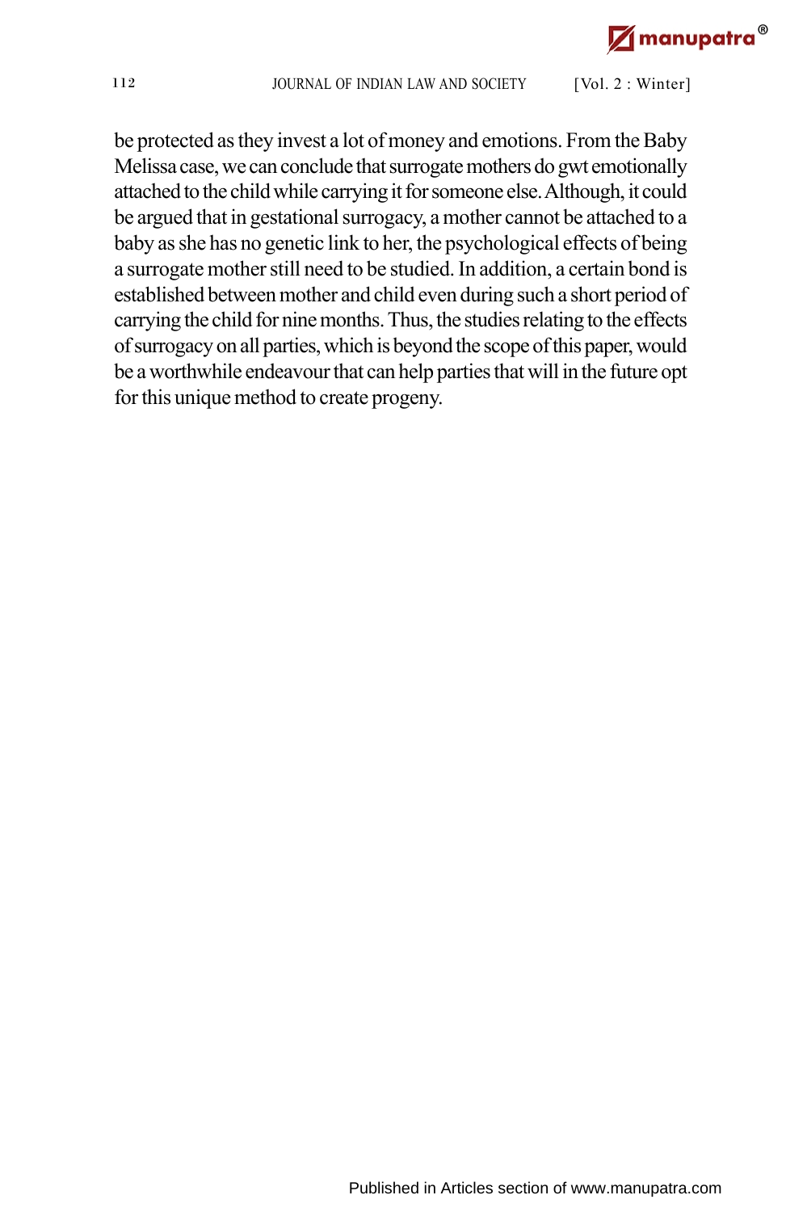be protected as they invest a lot of money and emotions. From the Baby Melissa case, we can conclude that surrogate mothers do gwt emotionally attached to the child while carrying it for someone else. Although, it could be argued that in gestational surrogacy, a mother cannot be attached to a baby as she has no genetic link to her, the psychological effects of being a surrogate mother still need to be studied. In addition, a certain bond is established between mother and child even during such a short period of carrying the child for nine months. Thus, the studies relating to the effects of surrogacy on all parties, which is beyond the scope of this paper, would be a worthwhile endeavour that can help parties that will in the future opt for this unique method to create progeny.